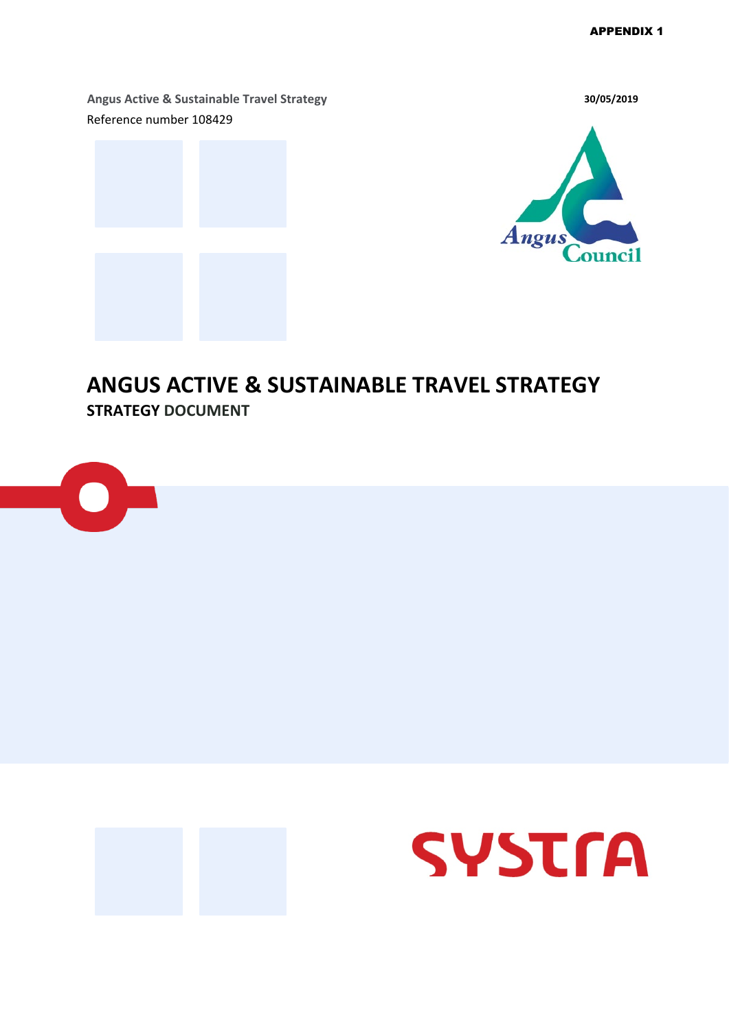APPENDIX 1

**Angus Active & Sustainable Travel Strategy**

Reference number 108429

**30/05/2019**

# ANGUS ACTIVE & SUSTAINABLE TRAVEL STRATEGY

## STRATEGY DOCUMENT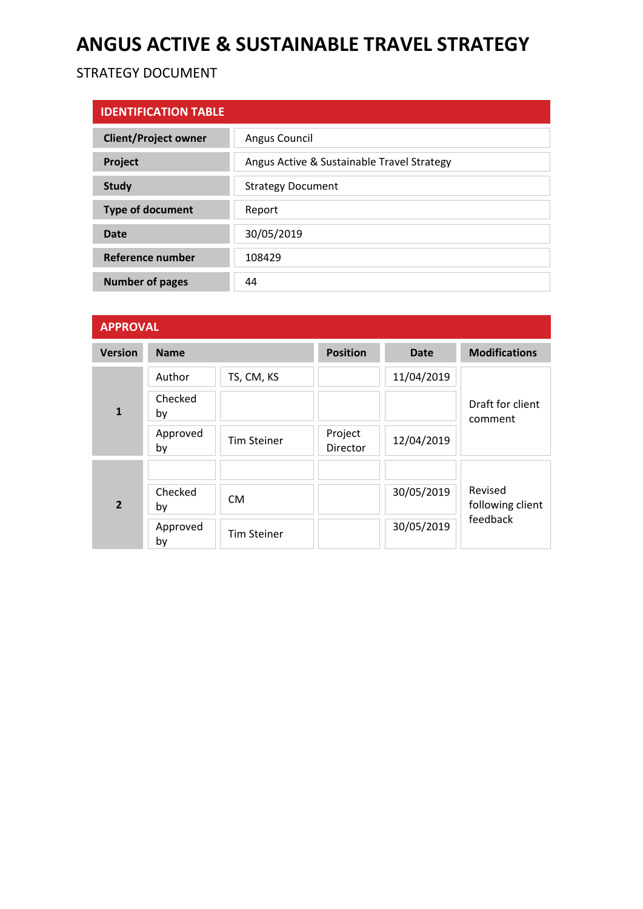# ANGUS ACTIVE & SUSTAINABLE TRAVEL STRATEGY

STRATEGY DOCUMENT

| IDENTIFICATION TABLE | |
|---|---|
| **Client/Project owner** | Angus Council |
| **Project** | Angus Active & Sustainable Travel Strategy |
| **Study** | Strategy Document |
| **Type of document** | Report |
| **Date** | 30/05/2019 |
| **Reference number** | 108429 |
| **Number of pages** | 44 |

**APPROVAL**

| Version | Name | | Position | Date | Modifications |
|---|---|---|---|---|---|
| 1 | Author | TS, CM, KS | | 11/04/2019 | Draft for client comment |
| | Checked by | | | | |
| | Approved by | Tim Steiner | Project Director | 12/04/2019 | |
| 2 | | | | | Revised following client feedback |
| | Checked by | CM | | 30/05/2019 | |
| | Approved by | Tim Steiner | | 30/05/2019 | |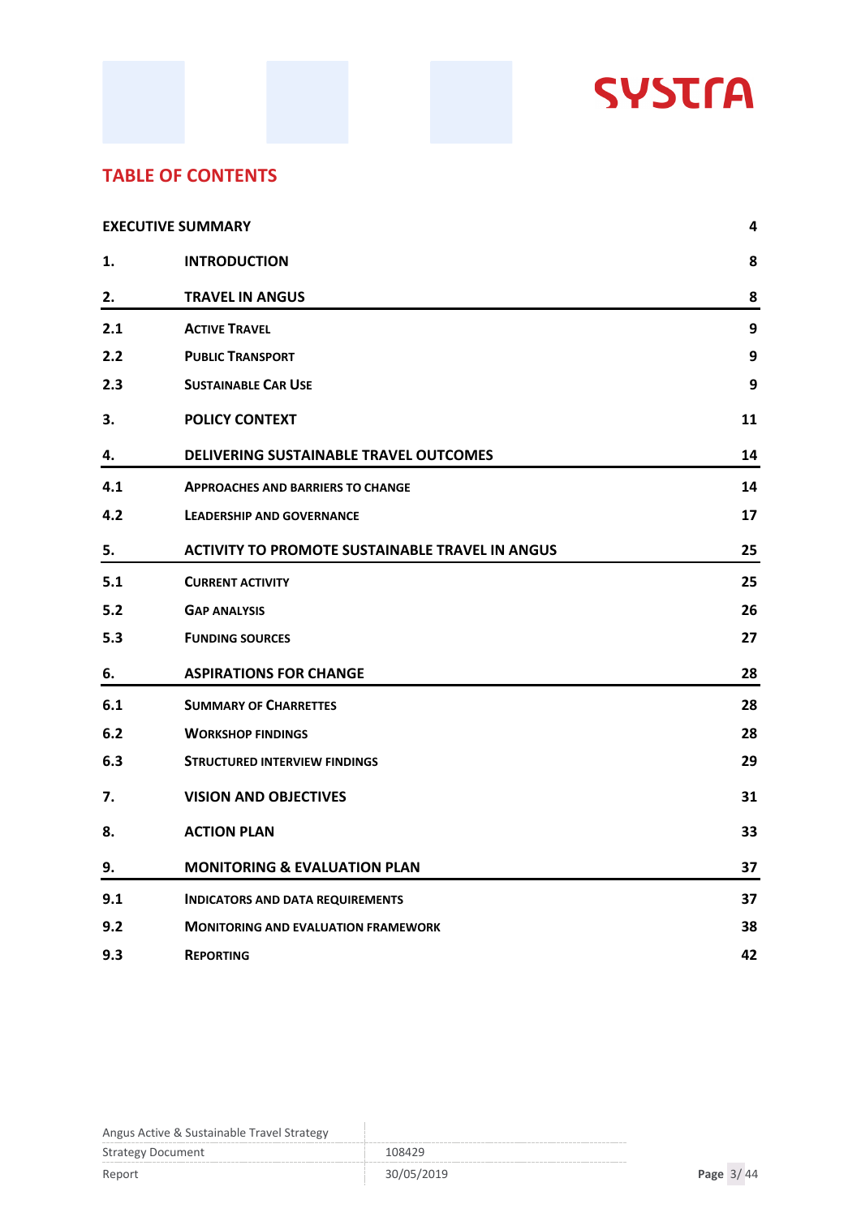## TABLE OF CONTENTS

| | | |
|---|---|---|
| **EXECUTIVE SUMMARY** | | **4** |
| **1.** | **INTRODUCTION** | **8** |
| **2.** | **TRAVEL IN ANGUS** | **8** |
| **2.1** | **ACTIVE TRAVEL** | **9** |
| **2.2** | **PUBLIC TRANSPORT** | **9** |
| **2.3** | **SUSTAINABLE CAR USE** | **9** |
| **3.** | **POLICY CONTEXT** | **11** |
| **4.** | **DELIVERING SUSTAINABLE TRAVEL OUTCOMES** | **14** |
| **4.1** | **APPROACHES AND BARRIERS TO CHANGE** | **14** |
| **4.2** | **LEADERSHIP AND GOVERNANCE** | **17** |
| **5.** | **ACTIVITY TO PROMOTE SUSTAINABLE TRAVEL IN ANGUS** | **25** |
| **5.1** | **CURRENT ACTIVITY** | **25** |
| **5.2** | **GAP ANALYSIS** | **26** |
| **5.3** | **FUNDING SOURCES** | **27** |
| **6.** | **ASPIRATIONS FOR CHANGE** | **28** |
| **6.1** | **SUMMARY OF CHARRETTES** | **28** |
| **6.2** | **WORKSHOP FINDINGS** | **28** |
| **6.3** | **STRUCTURED INTERVIEW FINDINGS** | **29** |
| **7.** | **VISION AND OBJECTIVES** | **31** |
| **8.** | **ACTION PLAN** | **33** |
| **9.** | **MONITORING & EVALUATION PLAN** | **37** |
| **9.1** | **INDICATORS AND DATA REQUIREMENTS** | **37** |
| **9.2** | **MONITORING AND EVALUATION FRAMEWORK** | **38** |
| **9.3** | **REPORTING** | **42** |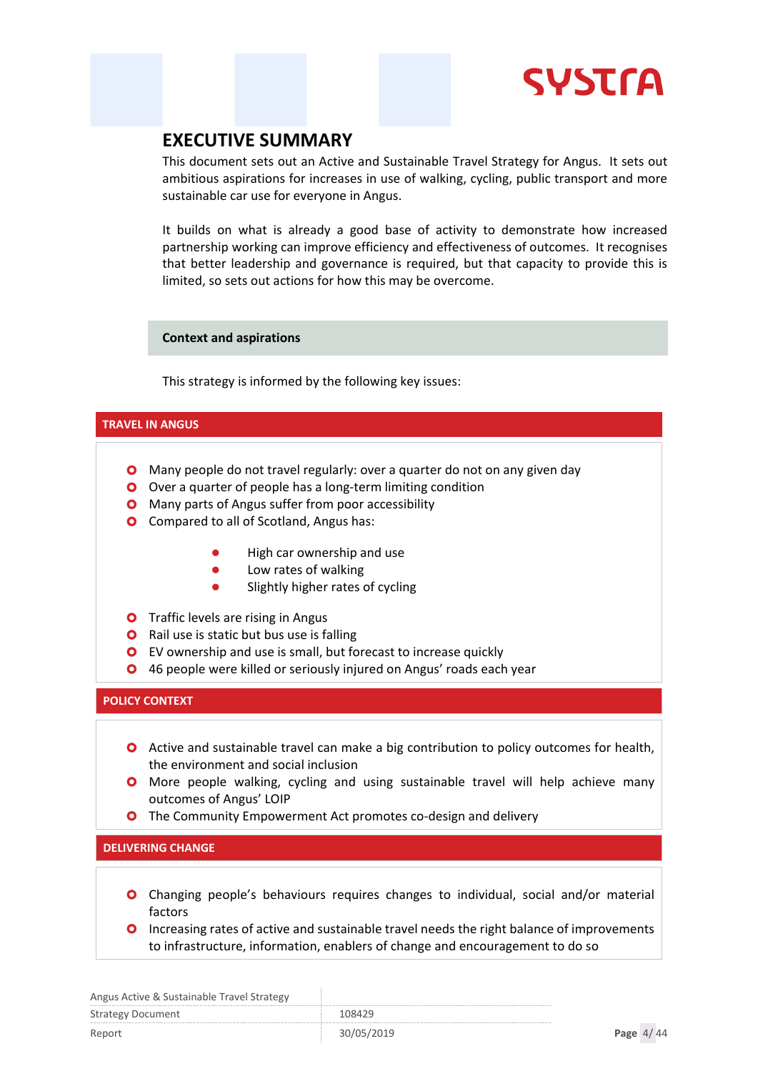# EXECUTIVE SUMMARY

This document sets out an Active and Sustainable Travel Strategy for Angus. It sets out ambitious aspirations for increases in use of walking, cycling, public transport and more sustainable car use for everyone in Angus.

It builds on what is already a good base of activity to demonstrate how increased partnership working can improve efficiency and effectiveness of outcomes. It recognises that better leadership and governance is required, but that capacity to provide this is limited, so sets out actions for how this may be overcome.

## Context and aspirations

This strategy is informed by the following key issues:

### TRAVEL IN ANGUS

- Many people do not travel regularly: over a quarter do not on any given day
- Over a quarter of people has a long-term limiting condition
- Many parts of Angus suffer from poor accessibility
- Compared to all of Scotland, Angus has:
  - High car ownership and use
  - Low rates of walking
  - Slightly higher rates of cycling
- Traffic levels are rising in Angus
- Rail use is static but bus use is falling
- EV ownership and use is small, but forecast to increase quickly
- 46 people were killed or seriously injured on Angus' roads each year

### POLICY CONTEXT

- Active and sustainable travel can make a big contribution to policy outcomes for health, the environment and social inclusion
- More people walking, cycling and using sustainable travel will help achieve many outcomes of Angus' LOIP
- The Community Empowerment Act promotes co-design and delivery

### DELIVERING CHANGE

- Changing people's behaviours requires changes to individual, social and/or material factors
- Increasing rates of active and sustainable travel needs the right balance of improvements to infrastructure, information, enablers of change and encouragement to do so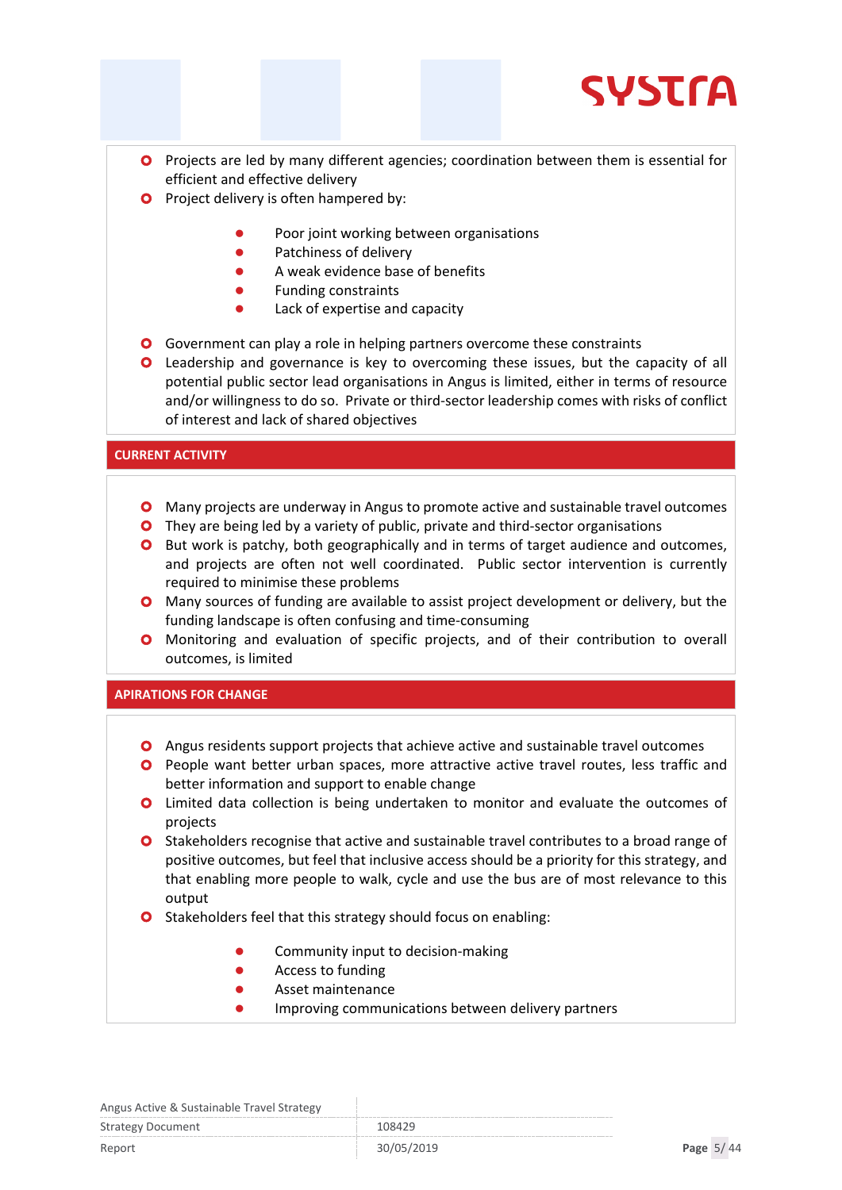- Projects are led by many different agencies; coordination between them is essential for efficient and effective delivery
- Project delivery is often hampered by:
  - Poor joint working between organisations
  - Patchiness of delivery
  - A weak evidence base of benefits
  - Funding constraints
  - Lack of expertise and capacity
- Government can play a role in helping partners overcome these constraints
- Leadership and governance is key to overcoming these issues, but the capacity of all potential public sector lead organisations in Angus is limited, either in terms of resource and/or willingness to do so. Private or third-sector leadership comes with risks of conflict of interest and lack of shared objectives

## CURRENT ACTIVITY

- Many projects are underway in Angus to promote active and sustainable travel outcomes
- They are being led by a variety of public, private and third-sector organisations
- But work is patchy, both geographically and in terms of target audience and outcomes, and projects are often not well coordinated. Public sector intervention is currently required to minimise these problems
- Many sources of funding are available to assist project development or delivery, but the funding landscape is often confusing and time-consuming
- Monitoring and evaluation of specific projects, and of their contribution to overall outcomes, is limited

## APIRATIONS FOR CHANGE

- Angus residents support projects that achieve active and sustainable travel outcomes
- People want better urban spaces, more attractive active travel routes, less traffic and better information and support to enable change
- Limited data collection is being undertaken to monitor and evaluate the outcomes of projects
- Stakeholders recognise that active and sustainable travel contributes to a broad range of positive outcomes, but feel that inclusive access should be a priority for this strategy, and that enabling more people to walk, cycle and use the bus are of most relevance to this output
- Stakeholders feel that this strategy should focus on enabling:
  - Community input to decision-making
  - Access to funding
  - Asset maintenance
  - Improving communications between delivery partners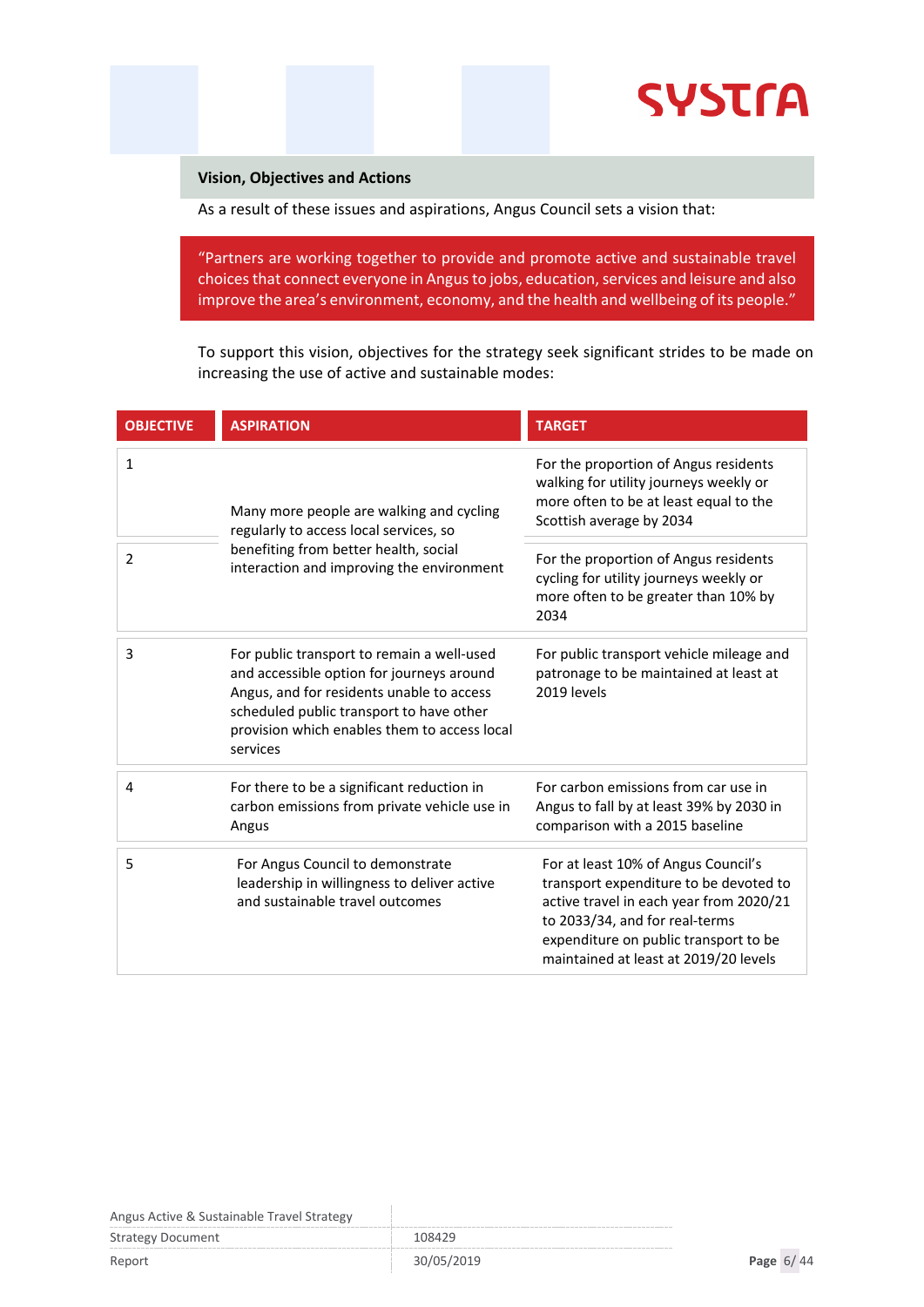## Vision, Objectives and Actions

As a result of these issues and aspirations, Angus Council sets a vision that:

> "Partners are working together to provide and promote active and sustainable travel choices that connect everyone in Angus to jobs, education, services and leisure and also improve the area's environment, economy, and the health and wellbeing of its people."

To support this vision, objectives for the strategy seek significant strides to be made on increasing the use of active and sustainable modes:

| OBJECTIVE | ASPIRATION | TARGET |
|---|---|---|
| 1 | Many more people are walking and cycling regularly to access local services, so benefiting from better health, social interaction and improving the environment | For the proportion of Angus residents walking for utility journeys weekly or more often to be at least equal to the Scottish average by 2034 |
| 2 | | For the proportion of Angus residents cycling for utility journeys weekly or more often to be greater than 10% by 2034 |
| 3 | For public transport to remain a well-used and accessible option for journeys around Angus, and for residents unable to access scheduled public transport to have other provision which enables them to access local services | For public transport vehicle mileage and patronage to be maintained at least at 2019 levels |
| 4 | For there to be a significant reduction in carbon emissions from private vehicle use in Angus | For carbon emissions from car use in Angus to fall by at least 39% by 2030 in comparison with a 2015 baseline |
| 5 | For Angus Council to demonstrate leadership in willingness to deliver active and sustainable travel outcomes | For at least 10% of Angus Council's transport expenditure to be devoted to active travel in each year from 2020/21 to 2033/34, and for real-terms expenditure on public transport to be maintained at least at 2019/20 levels |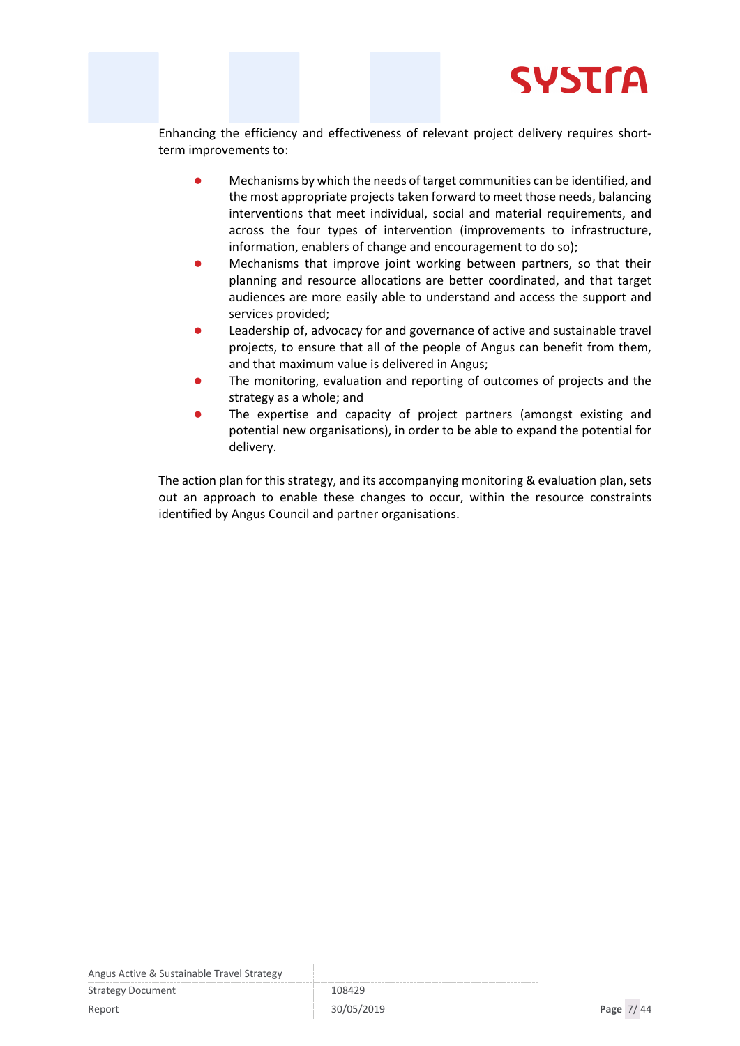Enhancing the efficiency and effectiveness of relevant project delivery requires short-term improvements to:

- Mechanisms by which the needs of target communities can be identified, and the most appropriate projects taken forward to meet those needs, balancing interventions that meet individual, social and material requirements, and across the four types of intervention (improvements to infrastructure, information, enablers of change and encouragement to do so);
- Mechanisms that improve joint working between partners, so that their planning and resource allocations are better coordinated, and that target audiences are more easily able to understand and access the support and services provided;
- Leadership of, advocacy for and governance of active and sustainable travel projects, to ensure that all of the people of Angus can benefit from them, and that maximum value is delivered in Angus;
- The monitoring, evaluation and reporting of outcomes of projects and the strategy as a whole; and
- The expertise and capacity of project partners (amongst existing and potential new organisations), in order to be able to expand the potential for delivery.

The action plan for this strategy, and its accompanying monitoring & evaluation plan, sets out an approach to enable these changes to occur, within the resource constraints identified by Angus Council and partner organisations.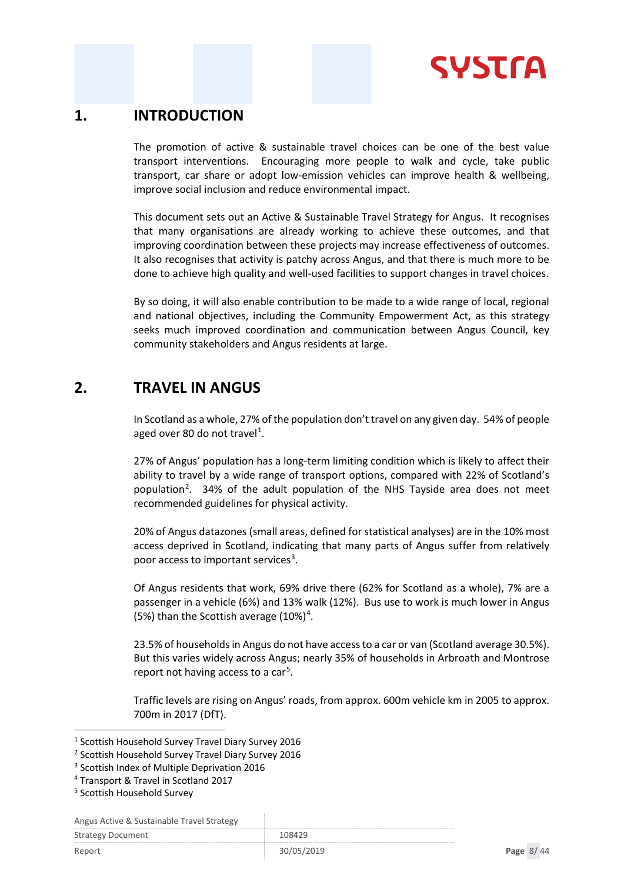# 1. INTRODUCTION

The promotion of active & sustainable travel choices can be one of the best value transport interventions. Encouraging more people to walk and cycle, take public transport, car share or adopt low-emission vehicles can improve health & wellbeing, improve social inclusion and reduce environmental impact.

This document sets out an Active & Sustainable Travel Strategy for Angus. It recognises that many organisations are already working to achieve these outcomes, and that improving coordination between these projects may increase effectiveness of outcomes. It also recognises that activity is patchy across Angus, and that there is much more to be done to achieve high quality and well-used facilities to support changes in travel choices.

By so doing, it will also enable contribution to be made to a wide range of local, regional and national objectives, including the Community Empowerment Act, as this strategy seeks much improved coordination and communication between Angus Council, key community stakeholders and Angus residents at large.

# 2. TRAVEL IN ANGUS

In Scotland as a whole, 27% of the population don't travel on any given day. 54% of people aged over 80 do not travel[1].

27% of Angus' population has a long-term limiting condition which is likely to affect their ability to travel by a wide range of transport options, compared with 22% of Scotland's population[2]. 34% of the adult population of the NHS Tayside area does not meet recommended guidelines for physical activity.

20% of Angus datazones (small areas, defined for statistical analyses) are in the 10% most access deprived in Scotland, indicating that many parts of Angus suffer from relatively poor access to important services[3].

Of Angus residents that work, 69% drive there (62% for Scotland as a whole), 7% are a passenger in a vehicle (6%) and 13% walk (12%). Bus use to work is much lower in Angus (5%) than the Scottish average (10%)[4].

23.5% of households in Angus do not have access to a car or van (Scotland average 30.5%). But this varies widely across Angus; nearly 35% of households in Arbroath and Montrose report not having access to a car[5].

Traffic levels are rising on Angus' roads, from approx. 600m vehicle km in 2005 to approx. 700m in 2017 (DfT).

---

[1] Scottish Household Survey Travel Diary Survey 2016

[2] Scottish Household Survey Travel Diary Survey 2016

[3] Scottish Index of Multiple Deprivation 2016

[4] Transport & Travel in Scotland 2017

[5] Scottish Household Survey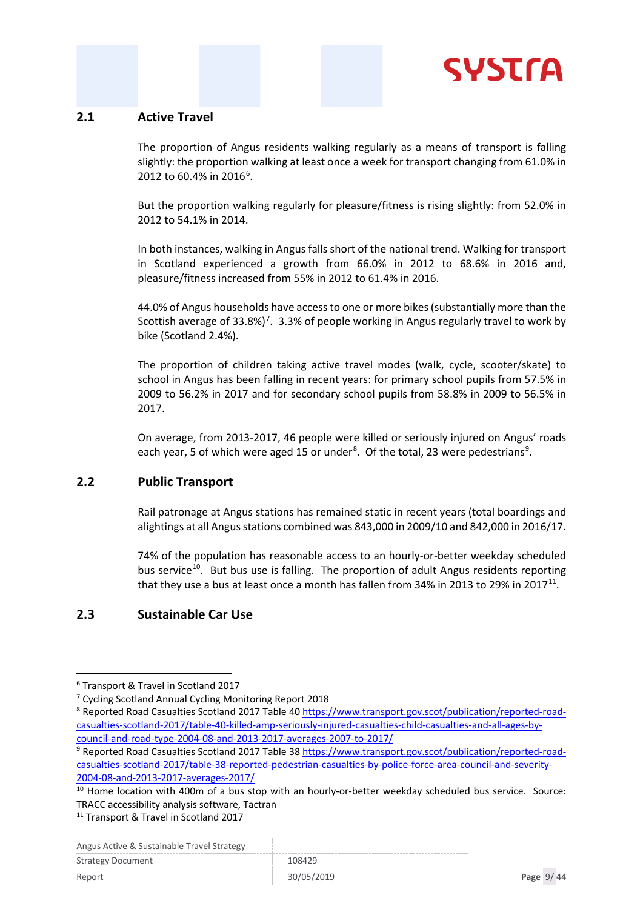## 2.1 Active Travel

The proportion of Angus residents walking regularly as a means of transport is falling slightly: the proportion walking at least once a week for transport changing from 61.0% in 2012 to 60.4% in 2016[6].

But the proportion walking regularly for pleasure/fitness is rising slightly: from 52.0% in 2012 to 54.1% in 2014.

In both instances, walking in Angus falls short of the national trend. Walking for transport in Scotland experienced a growth from 66.0% in 2012 to 68.6% in 2016 and, pleasure/fitness increased from 55% in 2012 to 61.4% in 2016.

44.0% of Angus households have access to one or more bikes (substantially more than the Scottish average of 33.8%)[7]. 3.3% of people working in Angus regularly travel to work by bike (Scotland 2.4%).

The proportion of children taking active travel modes (walk, cycle, scooter/skate) to school in Angus has been falling in recent years: for primary school pupils from 57.5% in 2009 to 56.2% in 2017 and for secondary school pupils from 58.8% in 2009 to 56.5% in 2017.

On average, from 2013-2017, 46 people were killed or seriously injured on Angus' roads each year, 5 of which were aged 15 or under[8]. Of the total, 23 were pedestrians[9].

## 2.2 Public Transport

Rail patronage at Angus stations has remained static in recent years (total boardings and alightings at all Angus stations combined was 843,000 in 2009/10 and 842,000 in 2016/17.

74% of the population has reasonable access to an hourly-or-better weekday scheduled bus service[10]. But bus use is falling. The proportion of adult Angus residents reporting that they use a bus at least once a month has fallen from 34% in 2013 to 29% in 2017[11].

## 2.3 Sustainable Car Use

---

[6] Transport & Travel in Scotland 2017

[7] Cycling Scotland Annual Cycling Monitoring Report 2018

[8] Reported Road Casualties Scotland 2017 Table 40 https://www.transport.gov.scot/publication/reported-road-casualties-scotland-2017/table-40-killed-amp-seriously-injured-casualties-child-casualties-and-all-ages-by-council-and-road-type-2004-08-and-2013-2017-averages-2007-to-2017/

[9] Reported Road Casualties Scotland 2017 Table 38 https://www.transport.gov.scot/publication/reported-road-casualties-scotland-2017/table-38-reported-pedestrian-casualties-by-police-force-area-council-and-severity-2004-08-and-2013-2017-averages-2017/

[10] Home location with 400m of a bus stop with an hourly-or-better weekday scheduled bus service. Source: TRACC accessibility analysis software, Tactran

[11] Transport & Travel in Scotland 2017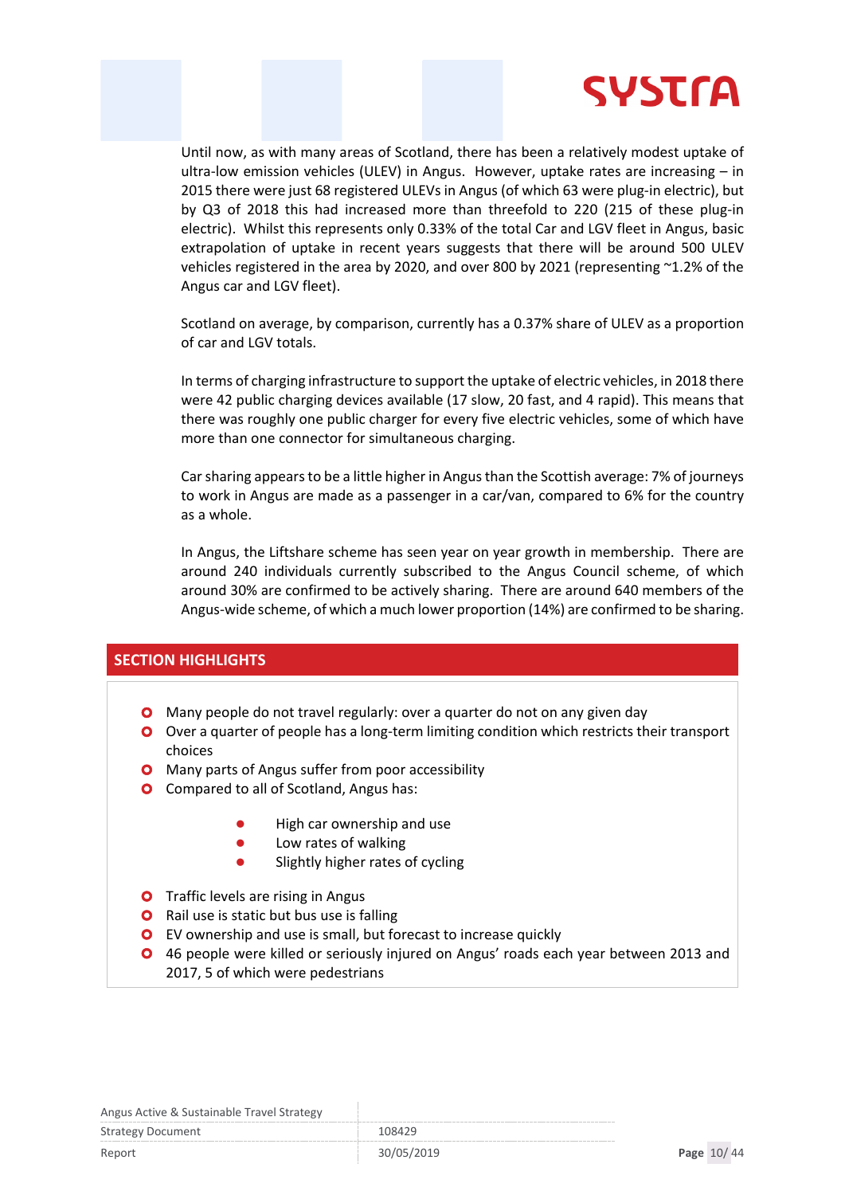Until now, as with many areas of Scotland, there has been a relatively modest uptake of ultra-low emission vehicles (ULEV) in Angus. However, uptake rates are increasing – in 2015 there were just 68 registered ULEVs in Angus (of which 63 were plug-in electric), but by Q3 of 2018 this had increased more than threefold to 220 (215 of these plug-in electric). Whilst this represents only 0.33% of the total Car and LGV fleet in Angus, basic extrapolation of uptake in recent years suggests that there will be around 500 ULEV vehicles registered in the area by 2020, and over 800 by 2021 (representing ~1.2% of the Angus car and LGV fleet).

Scotland on average, by comparison, currently has a 0.37% share of ULEV as a proportion of car and LGV totals.

In terms of charging infrastructure to support the uptake of electric vehicles, in 2018 there were 42 public charging devices available (17 slow, 20 fast, and 4 rapid). This means that there was roughly one public charger for every five electric vehicles, some of which have more than one connector for simultaneous charging.

Car sharing appears to be a little higher in Angus than the Scottish average: 7% of journeys to work in Angus are made as a passenger in a car/van, compared to 6% for the country as a whole.

In Angus, the Liftshare scheme has seen year on year growth in membership. There are around 240 individuals currently subscribed to the Angus Council scheme, of which around 30% are confirmed to be actively sharing. There are around 640 members of the Angus-wide scheme, of which a much lower proportion (14%) are confirmed to be sharing.

## SECTION HIGHLIGHTS

- Many people do not travel regularly: over a quarter do not on any given day
- Over a quarter of people has a long-term limiting condition which restricts their transport choices
- Many parts of Angus suffer from poor accessibility
- Compared to all of Scotland, Angus has:
  - High car ownership and use
  - Low rates of walking
  - Slightly higher rates of cycling
- Traffic levels are rising in Angus
- Rail use is static but bus use is falling
- EV ownership and use is small, but forecast to increase quickly
- 46 people were killed or seriously injured on Angus' roads each year between 2013 and 2017, 5 of which were pedestrians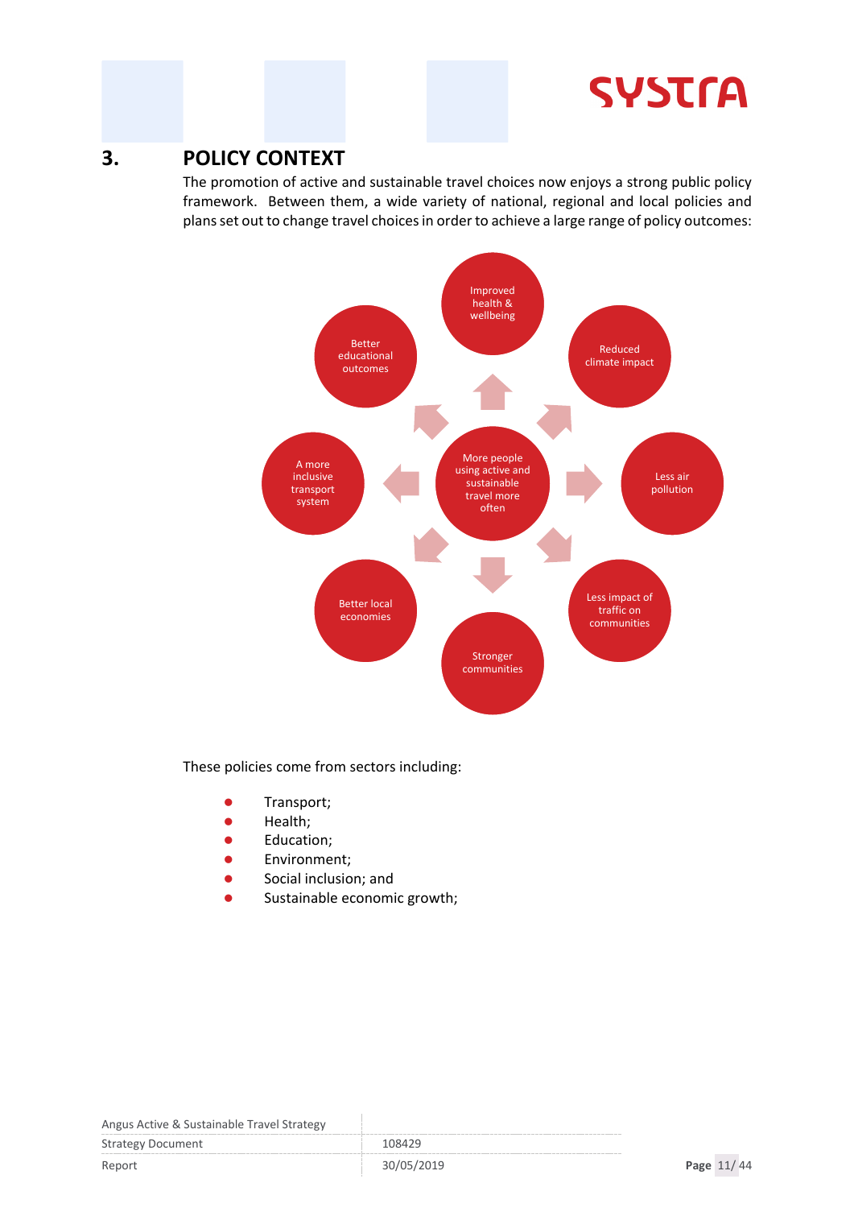# 3. POLICY CONTEXT

The promotion of active and sustainable travel choices now enjoys a strong public policy framework. Between them, a wide variety of national, regional and local policies and plans set out to change travel choices in order to achieve a large range of policy outcomes:

More people using active and sustainable travel more often

- Improved health & wellbeing
- Reduced climate impact
- Less air pollution
- Less impact of traffic on communities
- Stronger communities
- Better local economies
- A more inclusive transport system
- Better educational outcomes

These policies come from sectors including:

- Transport;
- Health;
- Education;
- Environment;
- Social inclusion; and
- Sustainable economic growth;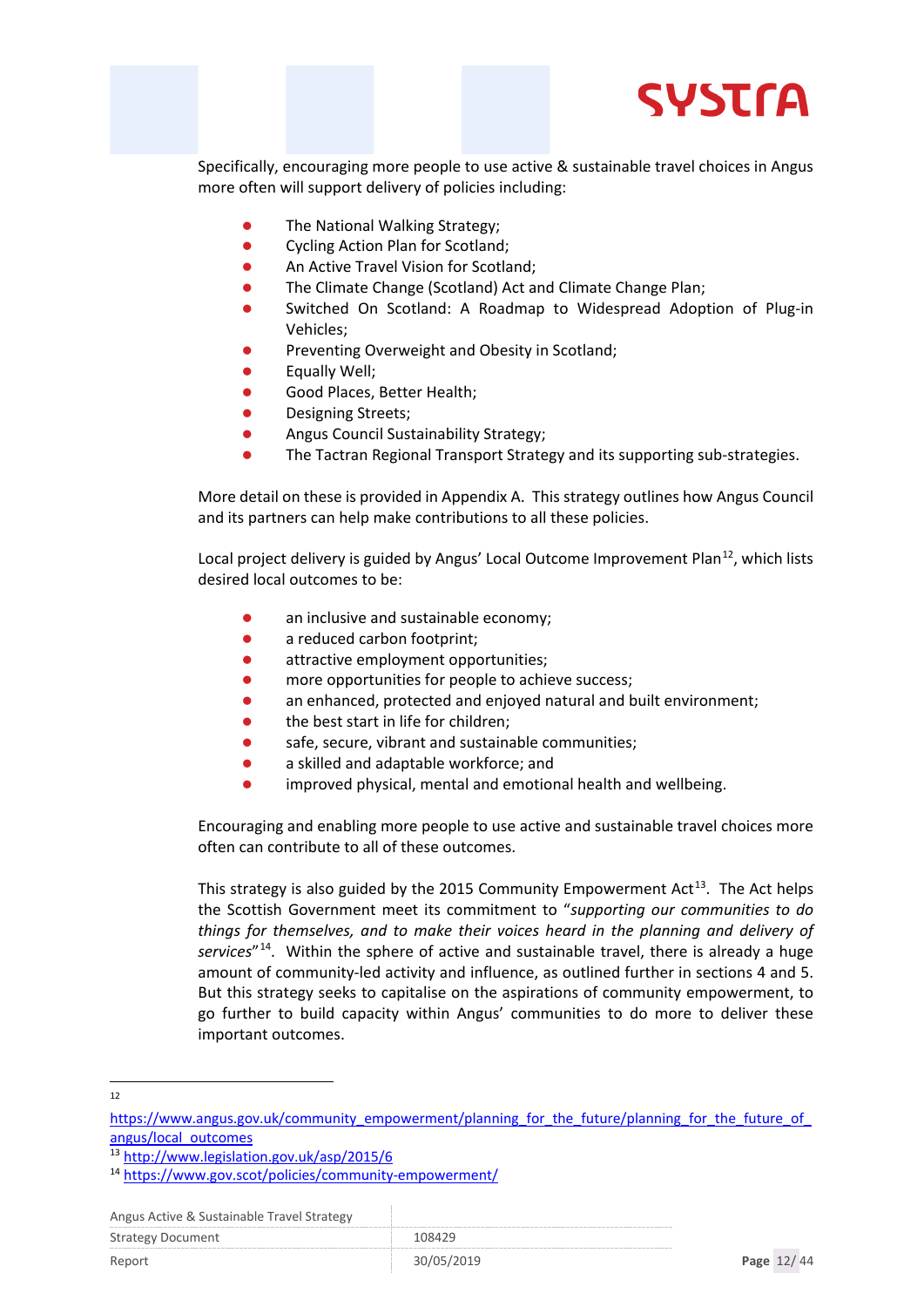Specifically, encouraging more people to use active & sustainable travel choices in Angus more often will support delivery of policies including:

- The National Walking Strategy;
- Cycling Action Plan for Scotland;
- An Active Travel Vision for Scotland;
- The Climate Change (Scotland) Act and Climate Change Plan;
- Switched On Scotland: A Roadmap to Widespread Adoption of Plug-in Vehicles;
- Preventing Overweight and Obesity in Scotland;
- Equally Well;
- Good Places, Better Health;
- Designing Streets;
- Angus Council Sustainability Strategy;
- The Tactran Regional Transport Strategy and its supporting sub-strategies.

More detail on these is provided in Appendix A. This strategy outlines how Angus Council and its partners can help make contributions to all these policies.

Local project delivery is guided by Angus' Local Outcome Improvement Plan[12], which lists desired local outcomes to be:

- an inclusive and sustainable economy;
- a reduced carbon footprint;
- attractive employment opportunities;
- more opportunities for people to achieve success;
- an enhanced, protected and enjoyed natural and built environment;
- the best start in life for children;
- safe, secure, vibrant and sustainable communities;
- a skilled and adaptable workforce; and
- improved physical, mental and emotional health and wellbeing.

Encouraging and enabling more people to use active and sustainable travel choices more often can contribute to all of these outcomes.

This strategy is also guided by the 2015 Community Empowerment Act[13]. The Act helps the Scottish Government meet its commitment to "*supporting our communities to do things for themselves, and to make their voices heard in the planning and delivery of services*"[14]. Within the sphere of active and sustainable travel, there is already a huge amount of community-led activity and influence, as outlined further in sections 4 and 5. But this strategy seeks to capitalise on the aspirations of community empowerment, to go further to build capacity within Angus' communities to do more to deliver these important outcomes.

---

[12] https://www.angus.gov.uk/community_empowerment/planning_for_the_future/planning_for_the_future_of_angus/local_outcomes

[13] http://www.legislation.gov.uk/asp/2015/6

[14] https://www.gov.scot/policies/community-empowerment/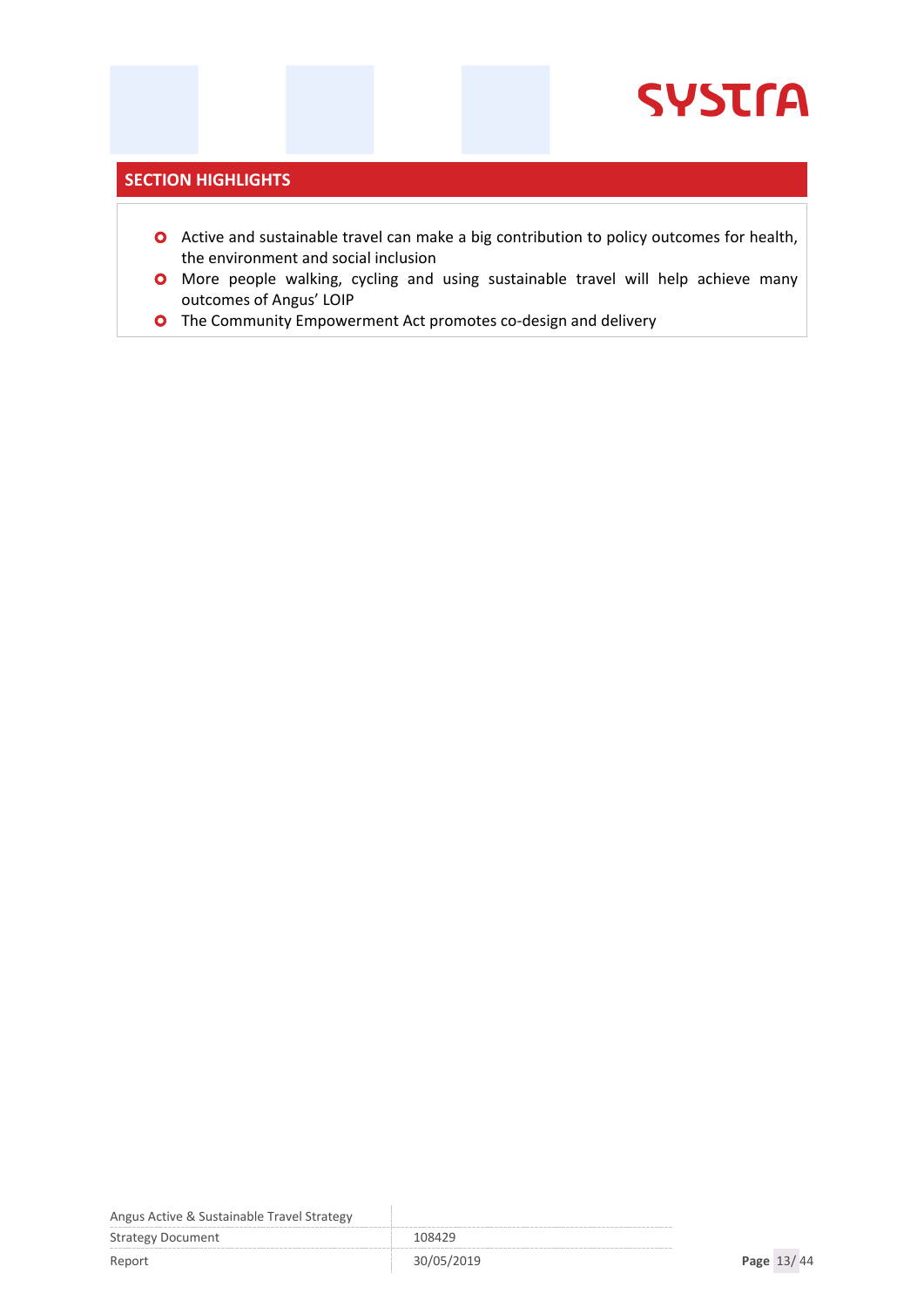## SECTION HIGHLIGHTS

- Active and sustainable travel can make a big contribution to policy outcomes for health, the environment and social inclusion
- More people walking, cycling and using sustainable travel will help achieve many outcomes of Angus' LOIP
- The Community Empowerment Act promotes co-design and delivery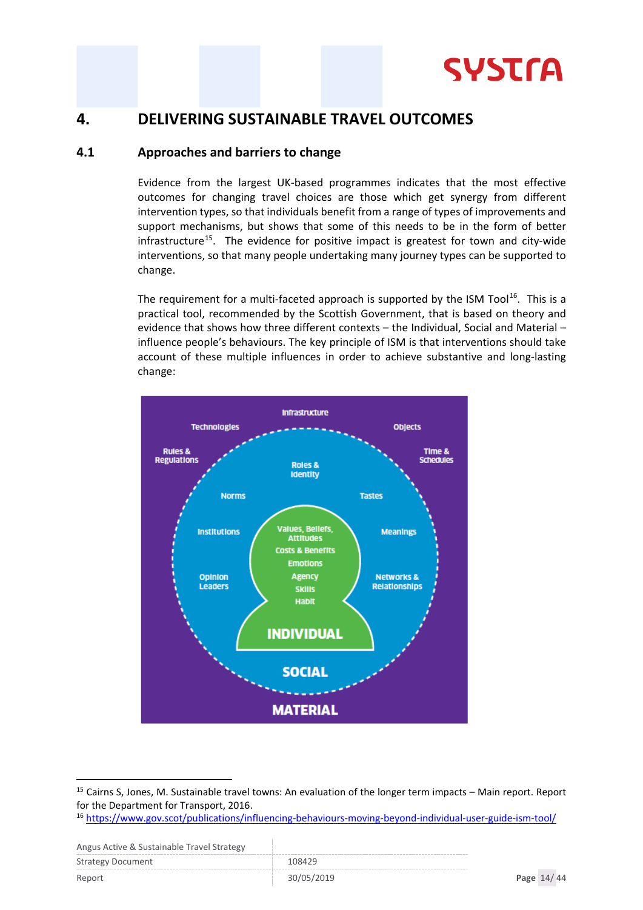# 4. DELIVERING SUSTAINABLE TRAVEL OUTCOMES

## 4.1 Approaches and barriers to change

Evidence from the largest UK-based programmes indicates that the most effective outcomes for changing travel choices are those which get synergy from different intervention types, so that individuals benefit from a range of types of improvements and support mechanisms, but shows that some of this needs to be in the form of better infrastructure[15]. The evidence for positive impact is greatest for town and city-wide interventions, so that many people undertaking many journey types can be supported to change.

The requirement for a multi-faceted approach is supported by the ISM Tool[16]. This is a practical tool, recommended by the Scottish Government, that is based on theory and evidence that shows how three different contexts – the Individual, Social and Material – influence people's behaviours. The key principle of ISM is that interventions should take account of these multiple influences in order to achieve substantive and long-lasting change:

Infrastructure
Technologies
Objects
Rules & Regulations
Time & Schedules
Roles & Identity
Norms
Tastes
Institutions
Meanings
Opinion Leaders
Networks & Relationships
Values, Beliefs, Attitudes
Costs & Benefits
Emotions
Agency
Skills
Habit
INDIVIDUAL
SOCIAL
MATERIAL

---

[15] Cairns S, Jones, M. Sustainable travel towns: An evaluation of the longer term impacts – Main report. Report for the Department for Transport, 2016.

[16] https://www.gov.scot/publications/influencing-behaviours-moving-beyond-individual-user-guide-ism-tool/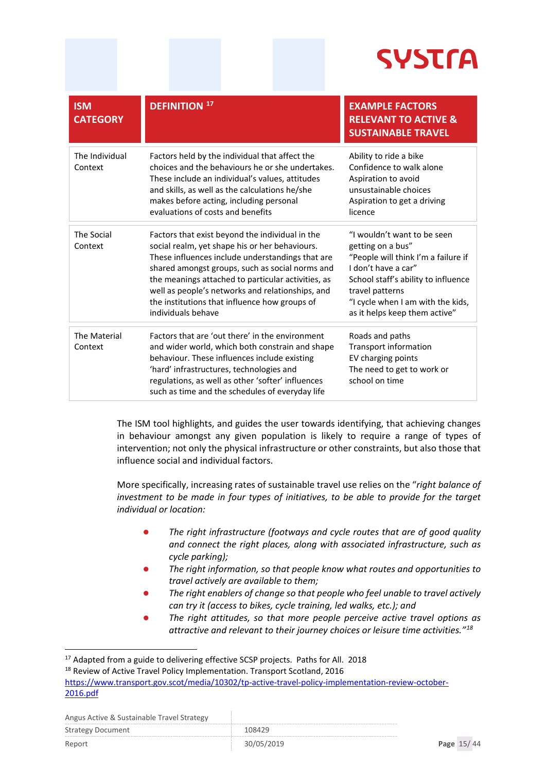| ISM CATEGORY | DEFINITION [17] | EXAMPLE FACTORS RELEVANT TO ACTIVE & SUSTAINABLE TRAVEL |
|---|---|---|
| The Individual Context | Factors held by the individual that affect the choices and the behaviours he or she undertakes. These include an individual's values, attitudes and skills, as well as the calculations he/she makes before acting, including personal evaluations of costs and benefits | Ability to ride a bike<br>Confidence to walk alone<br>Aspiration to avoid unsustainable choices<br>Aspiration to get a driving licence |
| The Social Context | Factors that exist beyond the individual in the social realm, yet shape his or her behaviours. These influences include understandings that are shared amongst groups, such as social norms and the meanings attached to particular activities, as well as people's networks and relationships, and the institutions that influence how groups of individuals behave | "I wouldn't want to be seen getting on a bus"<br>"People will think I'm a failure if I don't have a car"<br>School staff's ability to influence travel patterns<br>"I cycle when I am with the kids, as it helps keep them active" |
| The Material Context | Factors that are 'out there' in the environment and wider world, which both constrain and shape behaviour. These influences include existing 'hard' infrastructures, technologies and regulations, as well as other 'softer' influences such as time and the schedules of everyday life | Roads and paths<br>Transport information<br>EV charging points<br>The need to get to work or school on time |

The ISM tool highlights, and guides the user towards identifying, that achieving changes in behaviour amongst any given population is likely to require a range of types of intervention; not only the physical infrastructure or other constraints, but also those that influence social and individual factors.

More specifically, increasing rates of sustainable travel use relies on the "*right balance of investment to be made in four types of initiatives, to be able to provide for the target individual or location:*

- *The right infrastructure (footways and cycle routes that are of good quality and connect the right places, along with associated infrastructure, such as cycle parking);*
- *The right information, so that people know what routes and opportunities to travel actively are available to them;*
- *The right enablers of change so that people who feel unable to travel actively can try it (access to bikes, cycle training, led walks, etc.); and*
- *The right attitudes, so that more people perceive active travel options as attractive and relevant to their journey choices or leisure time activities."*[18]

[17] Adapted from a guide to delivering effective SCSP projects. Paths for All. 2018

[18] Review of Active Travel Policy Implementation. Transport Scotland, 2016 https://www.transport.gov.scot/media/10302/tp-active-travel-policy-implementation-review-october-2016.pdf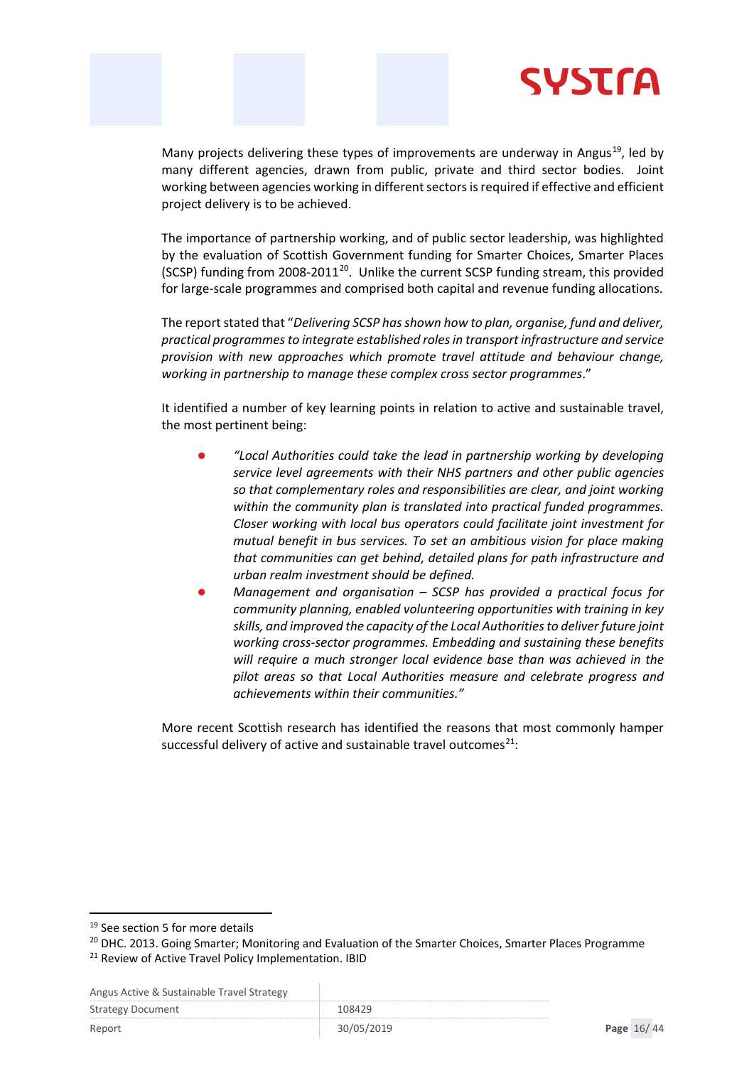Many projects delivering these types of improvements are underway in Angus[19], led by many different agencies, drawn from public, private and third sector bodies. Joint working between agencies working in different sectors is required if effective and efficient project delivery is to be achieved.

The importance of partnership working, and of public sector leadership, was highlighted by the evaluation of Scottish Government funding for Smarter Choices, Smarter Places (SCSP) funding from 2008-2011[20]. Unlike the current SCSP funding stream, this provided for large-scale programmes and comprised both capital and revenue funding allocations.

The report stated that "*Delivering SCSP has shown how to plan, organise, fund and deliver, practical programmes to integrate established roles in transport infrastructure and service provision with new approaches which promote travel attitude and behaviour change, working in partnership to manage these complex cross sector programmes*."

It identified a number of key learning points in relation to active and sustainable travel, the most pertinent being:

- *"Local Authorities could take the lead in partnership working by developing service level agreements with their NHS partners and other public agencies so that complementary roles and responsibilities are clear, and joint working within the community plan is translated into practical funded programmes. Closer working with local bus operators could facilitate joint investment for mutual benefit in bus services. To set an ambitious vision for place making that communities can get behind, detailed plans for path infrastructure and urban realm investment should be defined.*
- *Management and organisation – SCSP has provided a practical focus for community planning, enabled volunteering opportunities with training in key skills, and improved the capacity of the Local Authorities to deliver future joint working cross-sector programmes. Embedding and sustaining these benefits will require a much stronger local evidence base than was achieved in the pilot areas so that Local Authorities measure and celebrate progress and achievements within their communities."*

More recent Scottish research has identified the reasons that most commonly hamper successful delivery of active and sustainable travel outcomes[21]:

---

[19] See section 5 for more details

[20] DHC. 2013. Going Smarter; Monitoring and Evaluation of the Smarter Choices, Smarter Places Programme

[21] Review of Active Travel Policy Implementation. IBID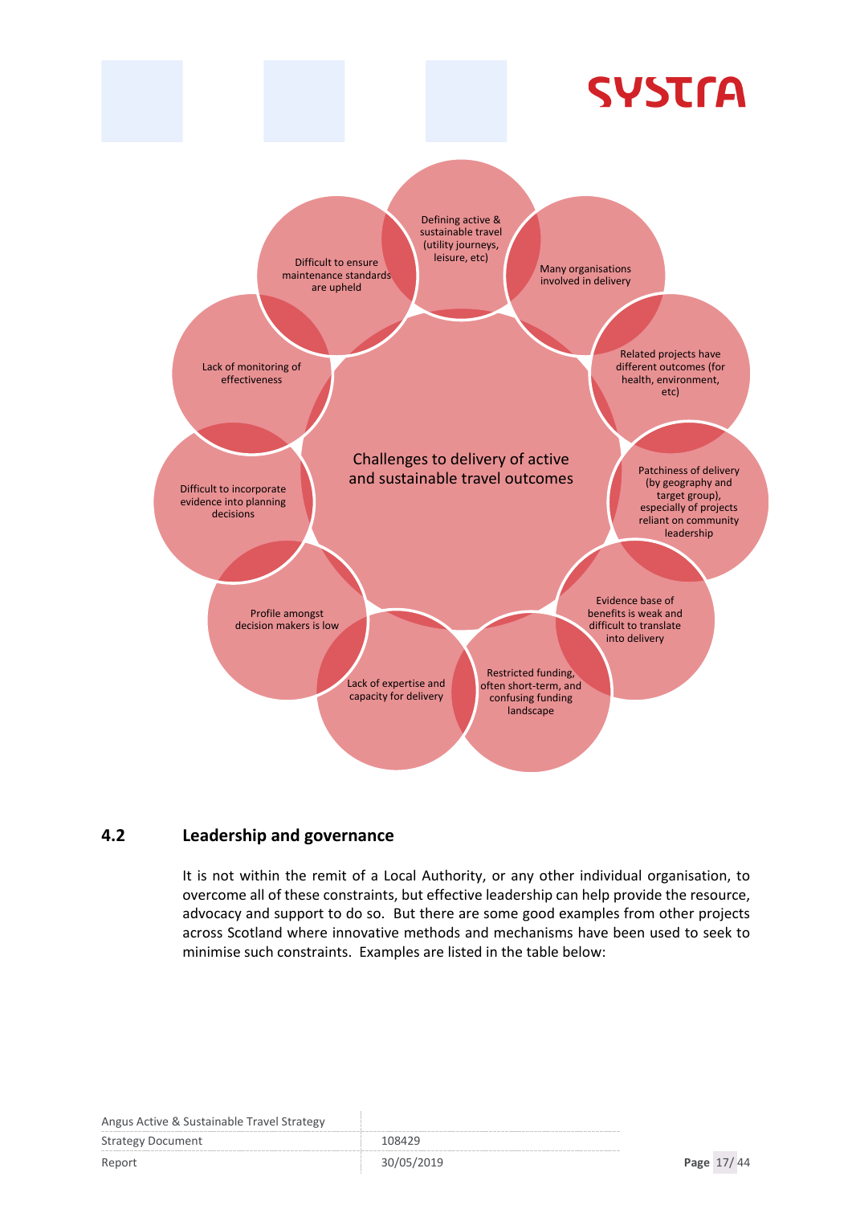Challenges to delivery of active and sustainable travel outcomes

- Defining active & sustainable travel (utility journeys, leisure, etc)
- Many organisations involved in delivery
- Related projects have different outcomes (for health, environment, etc)
- Patchiness of delivery (by geography and target group), especially of projects reliant on community leadership
- Evidence base of benefits is weak and difficult to translate into delivery
- Restricted funding, often short-term, and confusing funding landscape
- Lack of expertise and capacity for delivery
- Profile amongst decision makers is low
- Difficult to incorporate evidence into planning decisions
- Lack of monitoring of effectiveness
- Difficult to ensure maintenance standards are upheld

## 4.2 Leadership and governance

It is not within the remit of a Local Authority, or any other individual organisation, to overcome all of these constraints, but effective leadership can help provide the resource, advocacy and support to do so. But there are some good examples from other projects across Scotland where innovative methods and mechanisms have been used to seek to minimise such constraints. Examples are listed in the table below: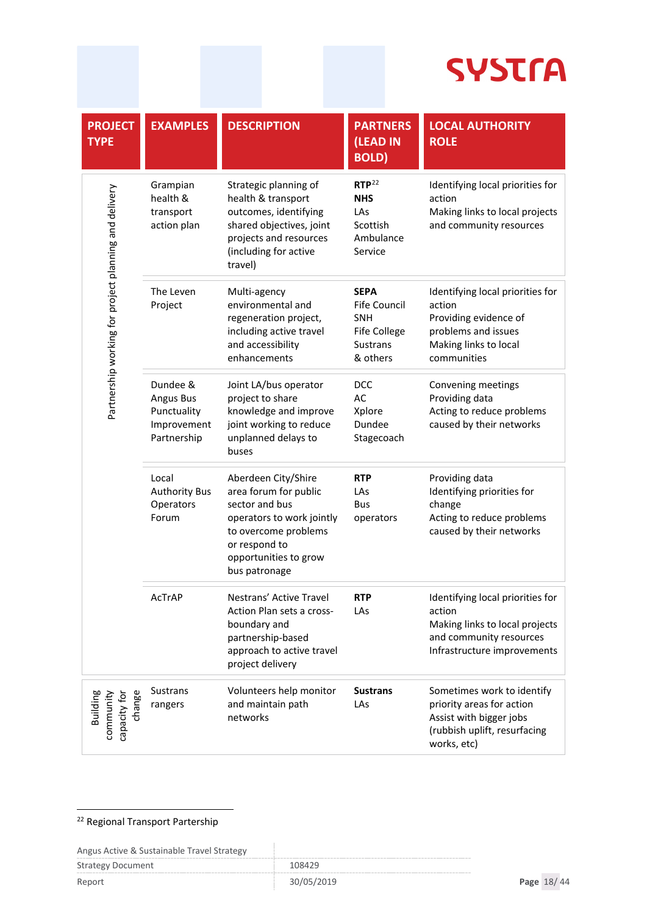| PROJECT TYPE | EXAMPLES | DESCRIPTION | PARTNERS (LEAD IN BOLD) | LOCAL AUTHORITY ROLE |
|---|---|---|---|---|
| Partnership working for project planning and delivery | Grampian health & transport action plan | Strategic planning of health & transport outcomes, identifying shared objectives, joint projects and resources (including for active travel) | **RTP**[22]<br>**NHS**<br>LAs<br>Scottish Ambulance Service | Identifying local priorities for action<br>Making links to local projects and community resources |
| | The Leven Project | Multi-agency environmental and regeneration project, including active travel and accessibility enhancements | **SEPA**<br>Fife Council<br>SNH<br>Fife College<br>Sustrans<br>& others | Identifying local priorities for action<br>Providing evidence of problems and issues<br>Making links to local communities |
| | Dundee & Angus Bus Punctuality Improvement Partnership | Joint LA/bus operator project to share knowledge and improve joint working to reduce unplanned delays to buses | DCC<br>AC<br>Xplore Dundee<br>Stagecoach | Convening meetings<br>Providing data<br>Acting to reduce problems caused by their networks |
| | Local Authority Bus Operators Forum | Aberdeen City/Shire area forum for public sector and bus operators to work jointly to overcome problems or respond to opportunities to grow bus patronage | **RTP**<br>LAs<br>Bus operators | Providing data<br>Identifying priorities for change<br>Acting to reduce problems caused by their networks |
| | AcTrAP | Nestrans' Active Travel Action Plan sets a cross-boundary and partnership-based approach to active travel project delivery | **RTP**<br>LAs | Identifying local priorities for action<br>Making links to local projects and community resources<br>Infrastructure improvements |
| Building community capacity for change | Sustrans rangers | Volunteers help monitor and maintain path networks | **Sustrans**<br>LAs | Sometimes work to identify priority areas for action<br>Assist with bigger jobs (rubbish uplift, resurfacing works, etc) |

[22] Regional Transport Partership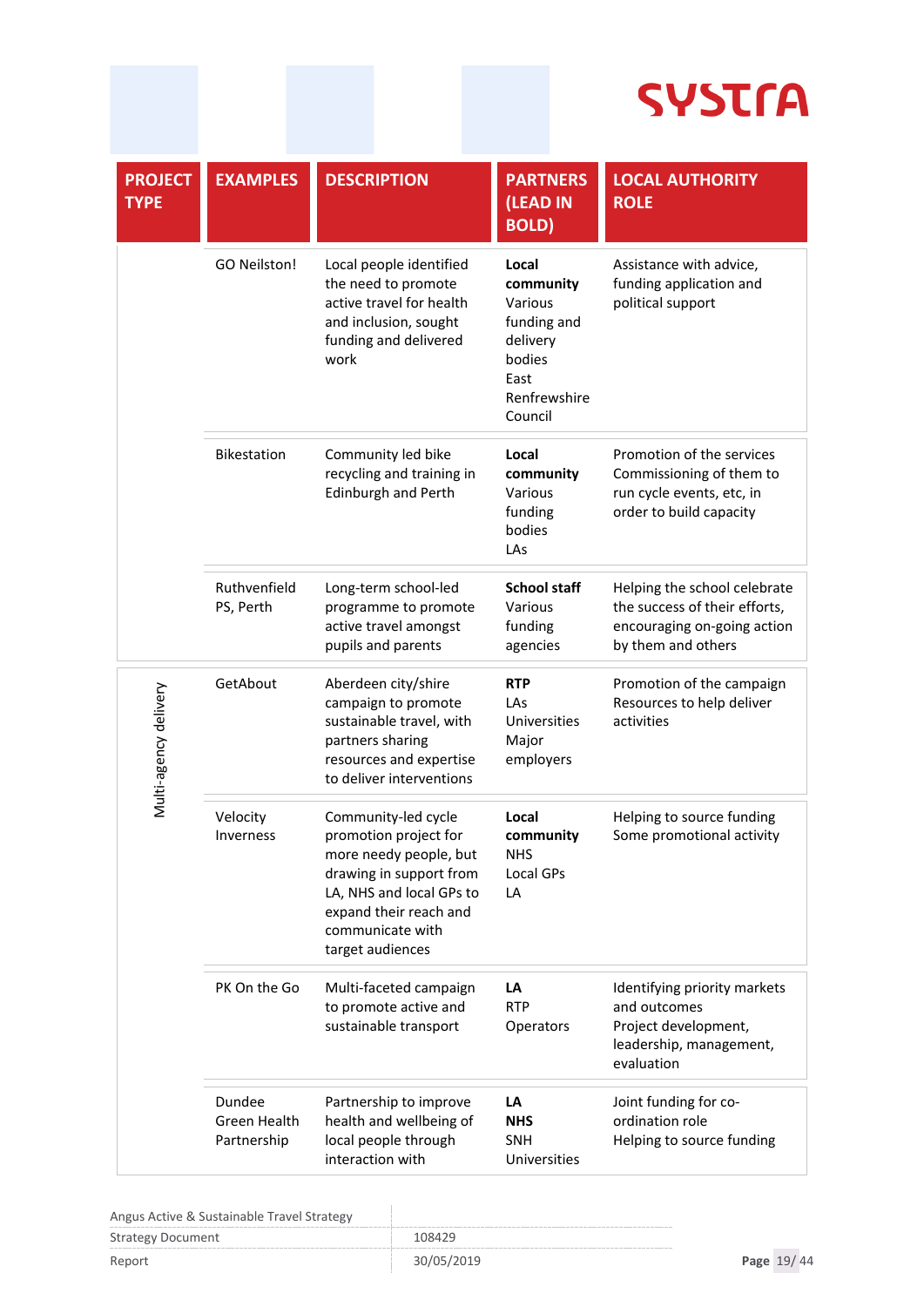| PROJECT TYPE | EXAMPLES | DESCRIPTION | PARTNERS (LEAD IN BOLD) | LOCAL AUTHORITY ROLE |
|---|---|---|---|---|
| | GO Neilston! | Local people identified the need to promote active travel for health and inclusion, sought funding and delivered work | **Local community**<br>Various funding and delivery bodies<br>East Renfrewshire Council | Assistance with advice, funding application and political support |
| | Bikestation | Community led bike recycling and training in Edinburgh and Perth | **Local community**<br>Various funding bodies<br>LAs | Promotion of the services<br>Commissioning of them to run cycle events, etc, in order to build capacity |
| | Ruthvenfield PS, Perth | Long-term school-led programme to promote active travel amongst pupils and parents | **School staff**<br>Various funding agencies | Helping the school celebrate the success of their efforts, encouraging on-going action by them and others |
| Multi-agency delivery | GetAbout | Aberdeen city/shire campaign to promote sustainable travel, with partners sharing resources and expertise to deliver interventions | **RTP**<br>LAs<br>Universities<br>Major employers | Promotion of the campaign<br>Resources to help deliver activities |
| | Velocity Inverness | Community-led cycle promotion project for more needy people, but drawing in support from LA, NHS and local GPs to expand their reach and communicate with target audiences | **Local community**<br>NHS<br>Local GPs<br>LA | Helping to source funding<br>Some promotional activity |
| | PK On the Go | Multi-faceted campaign to promote active and sustainable transport | **LA**<br>RTP<br>Operators | Identifying priority markets and outcomes<br>Project development, leadership, management, evaluation |
| | Dundee Green Health Partnership | Partnership to improve health and wellbeing of local people through interaction with | **LA**<br>**NHS**<br>SNH<br>Universities | Joint funding for co-ordination role<br>Helping to source funding |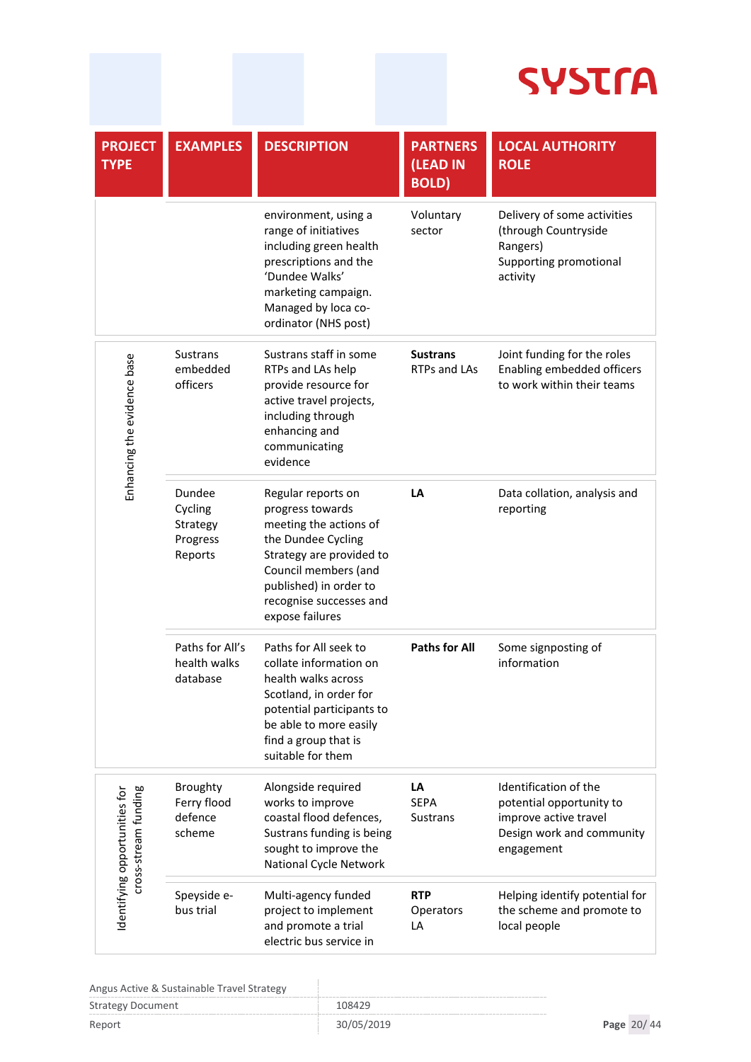| PROJECT TYPE | EXAMPLES | DESCRIPTION | PARTNERS (LEAD IN BOLD) | LOCAL AUTHORITY ROLE |
|---|---|---|---|---|
| | | environment, using a range of initiatives including green health prescriptions and the 'Dundee Walks' marketing campaign. Managed by loca co-ordinator (NHS post) | Voluntary sector | Delivery of some activities (through Countryside Rangers)<br>Supporting promotional activity |
| Enhancing the evidence base | Sustrans embedded officers | Sustrans staff in some RTPs and LAs help provide resource for active travel projects, including through enhancing and communicating evidence | **Sustrans**<br>RTPs and LAs | Joint funding for the roles<br>Enabling embedded officers to work within their teams |
| | Dundee Cycling Strategy Progress Reports | Regular reports on progress towards meeting the actions of the Dundee Cycling Strategy are provided to Council members (and published) in order to recognise successes and expose failures | **LA** | Data collation, analysis and reporting |
| | Paths for All's health walks database | Paths for All seek to collate information on health walks across Scotland, in order for potential participants to be able to more easily find a group that is suitable for them | **Paths for All** | Some signposting of information |
| Identifying opportunities for cross-stream funding | Broughty Ferry flood defence scheme | Alongside required works to improve coastal flood defences, Sustrans funding is being sought to improve the National Cycle Network | **LA**<br>SEPA<br>Sustrans | Identification of the potential opportunity to improve active travel<br>Design work and community engagement |
| | Speyside e-bus trial | Multi-agency funded project to implement and promote a trial electric bus service in | **RTP**<br>Operators<br>LA | Helping identify potential for the scheme and promote to local people |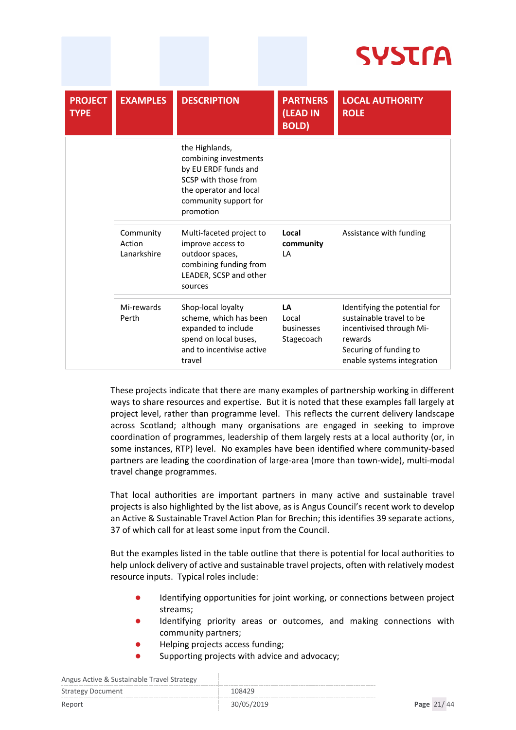| PROJECT TYPE | EXAMPLES | DESCRIPTION | PARTNERS (LEAD IN BOLD) | LOCAL AUTHORITY ROLE |
|---|---|---|---|---|
| | | the Highlands, combining investments by EU ERDF funds and SCSP with those from the operator and local community support for promotion | | |
| | Community Action Lanarkshire | Multi-faceted project to improve access to outdoor spaces, combining funding from LEADER, SCSP and other sources | **Local community** LA | Assistance with funding |
| | Mi-rewards Perth | Shop-local loyalty scheme, which has been expanded to include spend on local buses, and to incentivise active travel | **LA** Local businesses Stagecoach | Identifying the potential for sustainable travel to be incentivised through Mi-rewards Securing of funding to enable systems integration |

These projects indicate that there are many examples of partnership working in different ways to share resources and expertise. But it is noted that these examples fall largely at project level, rather than programme level. This reflects the current delivery landscape across Scotland; although many organisations are engaged in seeking to improve coordination of programmes, leadership of them largely rests at a local authority (or, in some instances, RTP) level. No examples have been identified where community-based partners are leading the coordination of large-area (more than town-wide), multi-modal travel change programmes.

That local authorities are important partners in many active and sustainable travel projects is also highlighted by the list above, as is Angus Council's recent work to develop an Active & Sustainable Travel Action Plan for Brechin; this identifies 39 separate actions, 37 of which call for at least some input from the Council.

But the examples listed in the table outline that there is potential for local authorities to help unlock delivery of active and sustainable travel projects, often with relatively modest resource inputs. Typical roles include:

- Identifying opportunities for joint working, or connections between project streams;
- Identifying priority areas or outcomes, and making connections with community partners;
- Helping projects access funding;
- Supporting projects with advice and advocacy;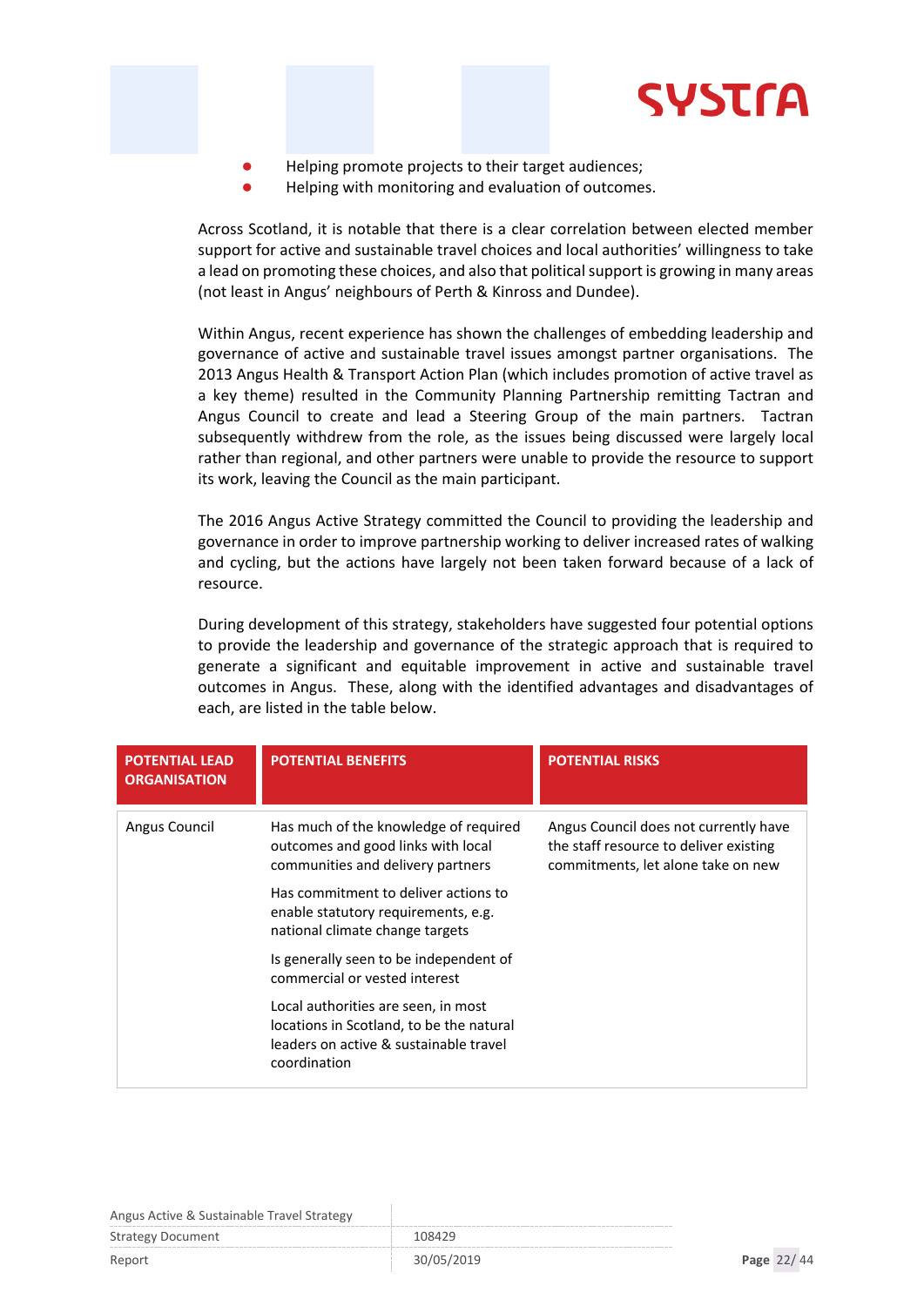- Helping promote projects to their target audiences;
- Helping with monitoring and evaluation of outcomes.

Across Scotland, it is notable that there is a clear correlation between elected member support for active and sustainable travel choices and local authorities' willingness to take a lead on promoting these choices, and also that political support is growing in many areas (not least in Angus' neighbours of Perth & Kinross and Dundee).

Within Angus, recent experience has shown the challenges of embedding leadership and governance of active and sustainable travel issues amongst partner organisations. The 2013 Angus Health & Transport Action Plan (which includes promotion of active travel as a key theme) resulted in the Community Planning Partnership remitting Tactran and Angus Council to create and lead a Steering Group of the main partners. Tactran subsequently withdrew from the role, as the issues being discussed were largely local rather than regional, and other partners were unable to provide the resource to support its work, leaving the Council as the main participant.

The 2016 Angus Active Strategy committed the Council to providing the leadership and governance in order to improve partnership working to deliver increased rates of walking and cycling, but the actions have largely not been taken forward because of a lack of resource.

During development of this strategy, stakeholders have suggested four potential options to provide the leadership and governance of the strategic approach that is required to generate a significant and equitable improvement in active and sustainable travel outcomes in Angus. These, along with the identified advantages and disadvantages of each, are listed in the table below.

| POTENTIAL LEAD ORGANISATION | POTENTIAL BENEFITS | POTENTIAL RISKS |
|---|---|---|
| Angus Council | Has much of the knowledge of required outcomes and good links with local communities and delivery partners<br><br>Has commitment to deliver actions to enable statutory requirements, e.g. national climate change targets<br><br>Is generally seen to be independent of commercial or vested interest<br><br>Local authorities are seen, in most locations in Scotland, to be the natural leaders on active & sustainable travel coordination | Angus Council does not currently have the staff resource to deliver existing commitments, let alone take on new |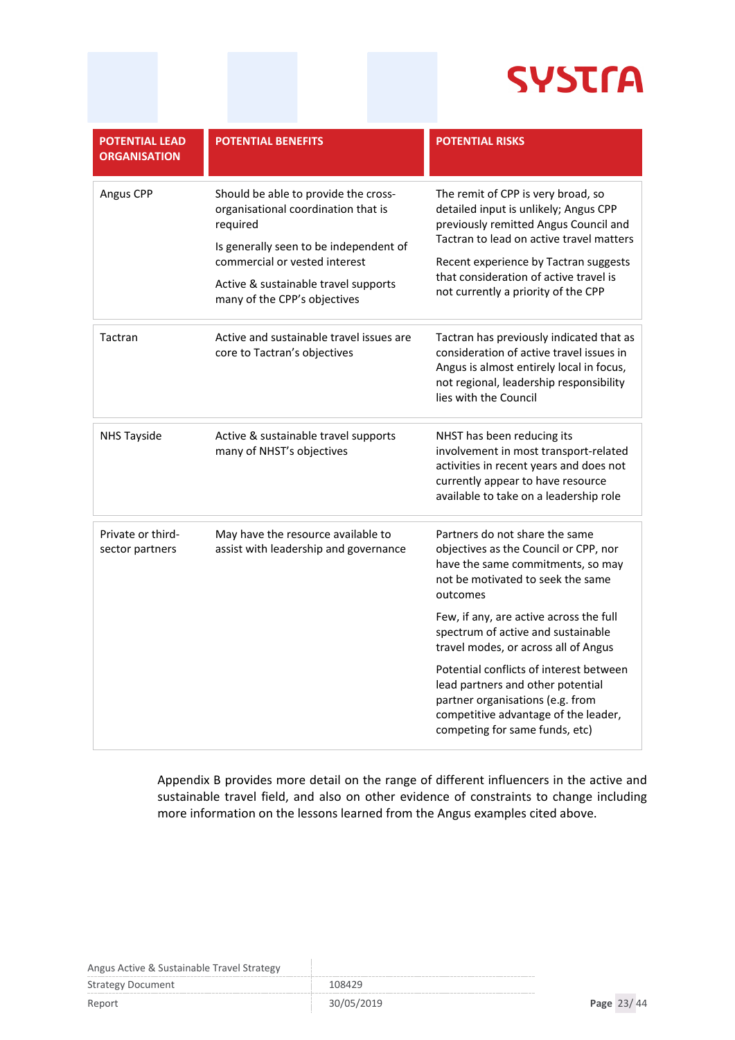| POTENTIAL LEAD ORGANISATION | POTENTIAL BENEFITS | POTENTIAL RISKS |
|---|---|---|
| Angus CPP | Should be able to provide the cross-organisational coordination that is required<br><br>Is generally seen to be independent of commercial or vested interest<br><br>Active & sustainable travel supports many of the CPP's objectives | The remit of CPP is very broad, so detailed input is unlikely; Angus CPP previously remitted Angus Council and Tactran to lead on active travel matters<br><br>Recent experience by Tactran suggests that consideration of active travel is not currently a priority of the CPP |
| Tactran | Active and sustainable travel issues are core to Tactran's objectives | Tactran has previously indicated that as consideration of active travel issues in Angus is almost entirely local in focus, not regional, leadership responsibility lies with the Council |
| NHS Tayside | Active & sustainable travel supports many of NHST's objectives | NHST has been reducing its involvement in most transport-related activities in recent years and does not currently appear to have resource available to take on a leadership role |
| Private or third-sector partners | May have the resource available to assist with leadership and governance | Partners do not share the same objectives as the Council or CPP, nor have the same commitments, so may not be motivated to seek the same outcomes<br><br>Few, if any, are active across the full spectrum of active and sustainable travel modes, or across all of Angus<br><br>Potential conflicts of interest between lead partners and other potential partner organisations (e.g. from competitive advantage of the leader, competing for same funds, etc) |

Appendix B provides more detail on the range of different influencers in the active and sustainable travel field, and also on other evidence of constraints to change including more information on the lessons learned from the Angus examples cited above.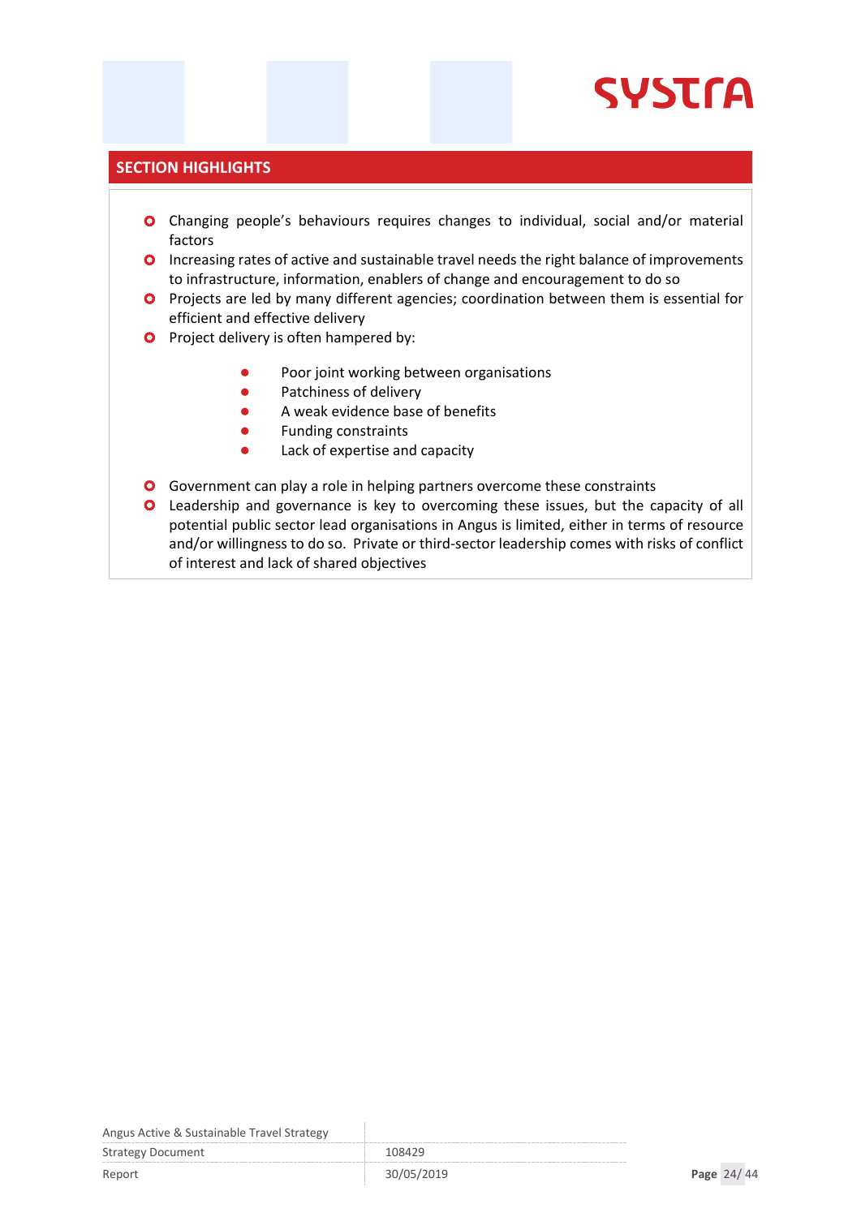## SECTION HIGHLIGHTS

- Changing people's behaviours requires changes to individual, social and/or material factors
- Increasing rates of active and sustainable travel needs the right balance of improvements to infrastructure, information, enablers of change and encouragement to do so
- Projects are led by many different agencies; coordination between them is essential for efficient and effective delivery
- Project delivery is often hampered by:
  - Poor joint working between organisations
  - Patchiness of delivery
  - A weak evidence base of benefits
  - Funding constraints
  - Lack of expertise and capacity
- Government can play a role in helping partners overcome these constraints
- Leadership and governance is key to overcoming these issues, but the capacity of all potential public sector lead organisations in Angus is limited, either in terms of resource and/or willingness to do so. Private or third-sector leadership comes with risks of conflict of interest and lack of shared objectives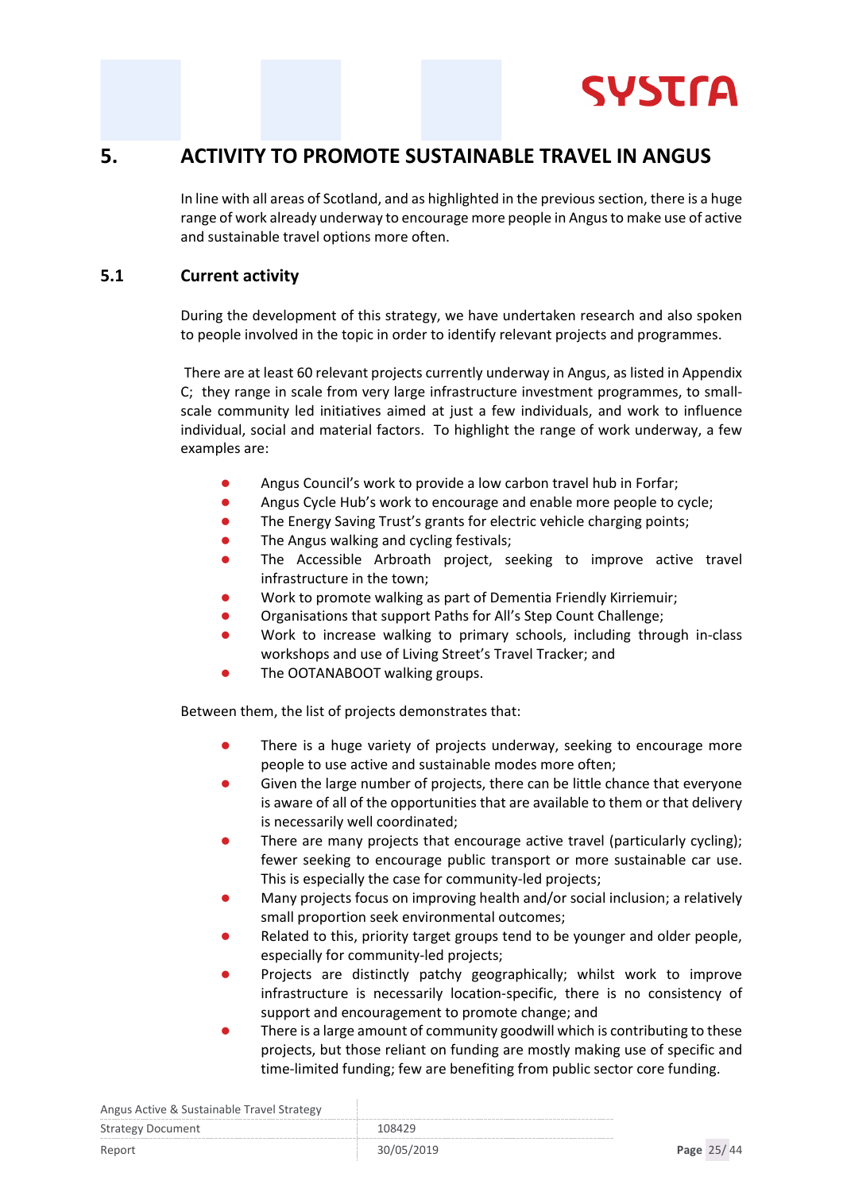# 5. ACTIVITY TO PROMOTE SUSTAINABLE TRAVEL IN ANGUS

In line with all areas of Scotland, and as highlighted in the previous section, there is a huge range of work already underway to encourage more people in Angus to make use of active and sustainable travel options more often.

## 5.1 Current activity

During the development of this strategy, we have undertaken research and also spoken to people involved in the topic in order to identify relevant projects and programmes.

There are at least 60 relevant projects currently underway in Angus, as listed in Appendix C; they range in scale from very large infrastructure investment programmes, to small-scale community led initiatives aimed at just a few individuals, and work to influence individual, social and material factors. To highlight the range of work underway, a few examples are:

- Angus Council's work to provide a low carbon travel hub in Forfar;
- Angus Cycle Hub's work to encourage and enable more people to cycle;
- The Energy Saving Trust's grants for electric vehicle charging points;
- The Angus walking and cycling festivals;
- The Accessible Arbroath project, seeking to improve active travel infrastructure in the town;
- Work to promote walking as part of Dementia Friendly Kirriemuir;
- Organisations that support Paths for All's Step Count Challenge;
- Work to increase walking to primary schools, including through in-class workshops and use of Living Street's Travel Tracker; and
- The OOTANABOOT walking groups.

Between them, the list of projects demonstrates that:

- There is a huge variety of projects underway, seeking to encourage more people to use active and sustainable modes more often;
- Given the large number of projects, there can be little chance that everyone is aware of all of the opportunities that are available to them or that delivery is necessarily well coordinated;
- There are many projects that encourage active travel (particularly cycling); fewer seeking to encourage public transport or more sustainable car use. This is especially the case for community-led projects;
- Many projects focus on improving health and/or social inclusion; a relatively small proportion seek environmental outcomes;
- Related to this, priority target groups tend to be younger and older people, especially for community-led projects;
- Projects are distinctly patchy geographically; whilst work to improve infrastructure is necessarily location-specific, there is no consistency of support and encouragement to promote change; and
- There is a large amount of community goodwill which is contributing to these projects, but those reliant on funding are mostly making use of specific and time-limited funding; few are benefiting from public sector core funding.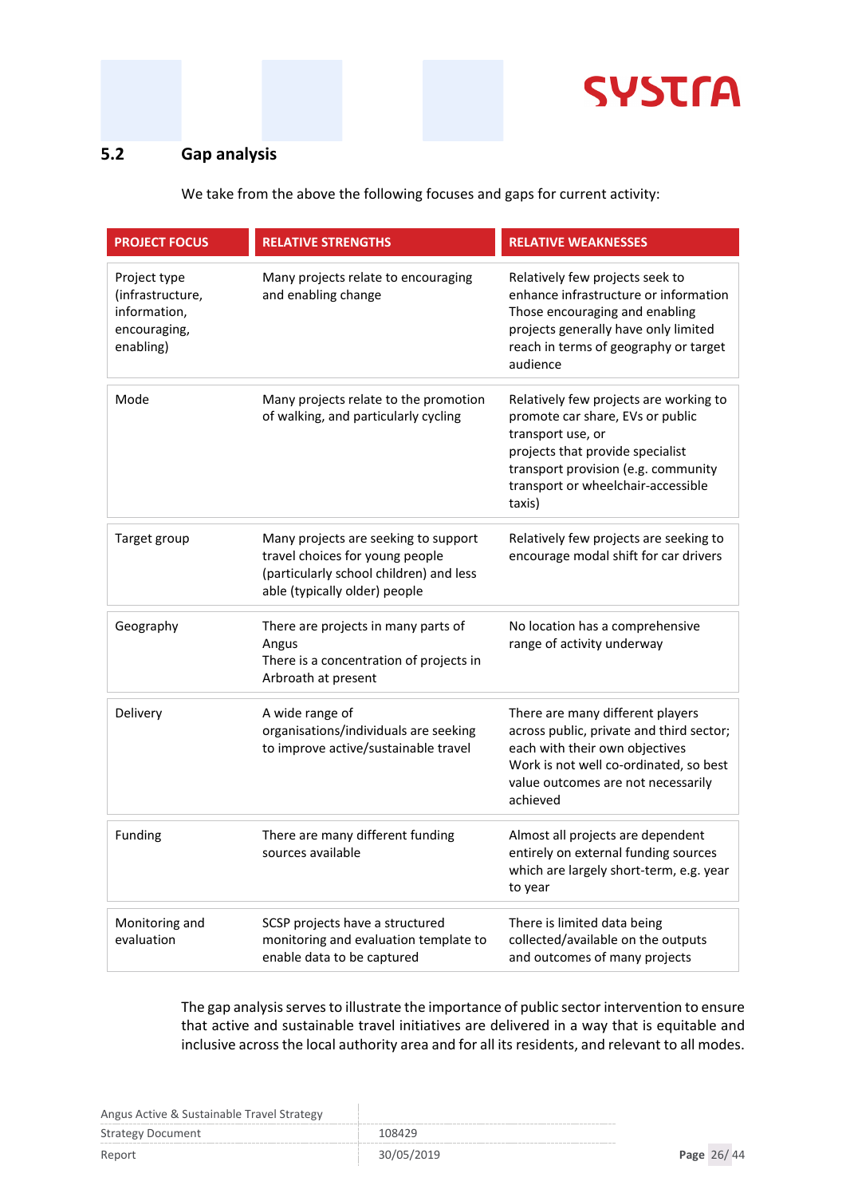## 5.2 Gap analysis

We take from the above the following focuses and gaps for current activity:

| PROJECT FOCUS | RELATIVE STRENGTHS | RELATIVE WEAKNESSES |
|---|---|---|
| Project type (infrastructure, information, encouraging, enabling) | Many projects relate to encouraging and enabling change | Relatively few projects seek to enhance infrastructure or information<br>Those encouraging and enabling projects generally have only limited reach in terms of geography or target audience |
| Mode | Many projects relate to the promotion of walking, and particularly cycling | Relatively few projects are working to promote car share, EVs or public transport use, or<br>projects that provide specialist transport provision (e.g. community transport or wheelchair-accessible taxis) |
| Target group | Many projects are seeking to support travel choices for young people (particularly school children) and less able (typically older) people | Relatively few projects are seeking to encourage modal shift for car drivers |
| Geography | There are projects in many parts of Angus<br>There is a concentration of projects in Arbroath at present | No location has a comprehensive range of activity underway |
| Delivery | A wide range of organisations/individuals are seeking to improve active/sustainable travel | There are many different players across public, private and third sector; each with their own objectives<br>Work is not well co-ordinated, so best value outcomes are not necessarily achieved |
| Funding | There are many different funding sources available | Almost all projects are dependent entirely on external funding sources which are largely short-term, e.g. year to year |
| Monitoring and evaluation | SCSP projects have a structured monitoring and evaluation template to enable data to be captured | There is limited data being collected/available on the outputs and outcomes of many projects |

The gap analysis serves to illustrate the importance of public sector intervention to ensure that active and sustainable travel initiatives are delivered in a way that is equitable and inclusive across the local authority area and for all its residents, and relevant to all modes.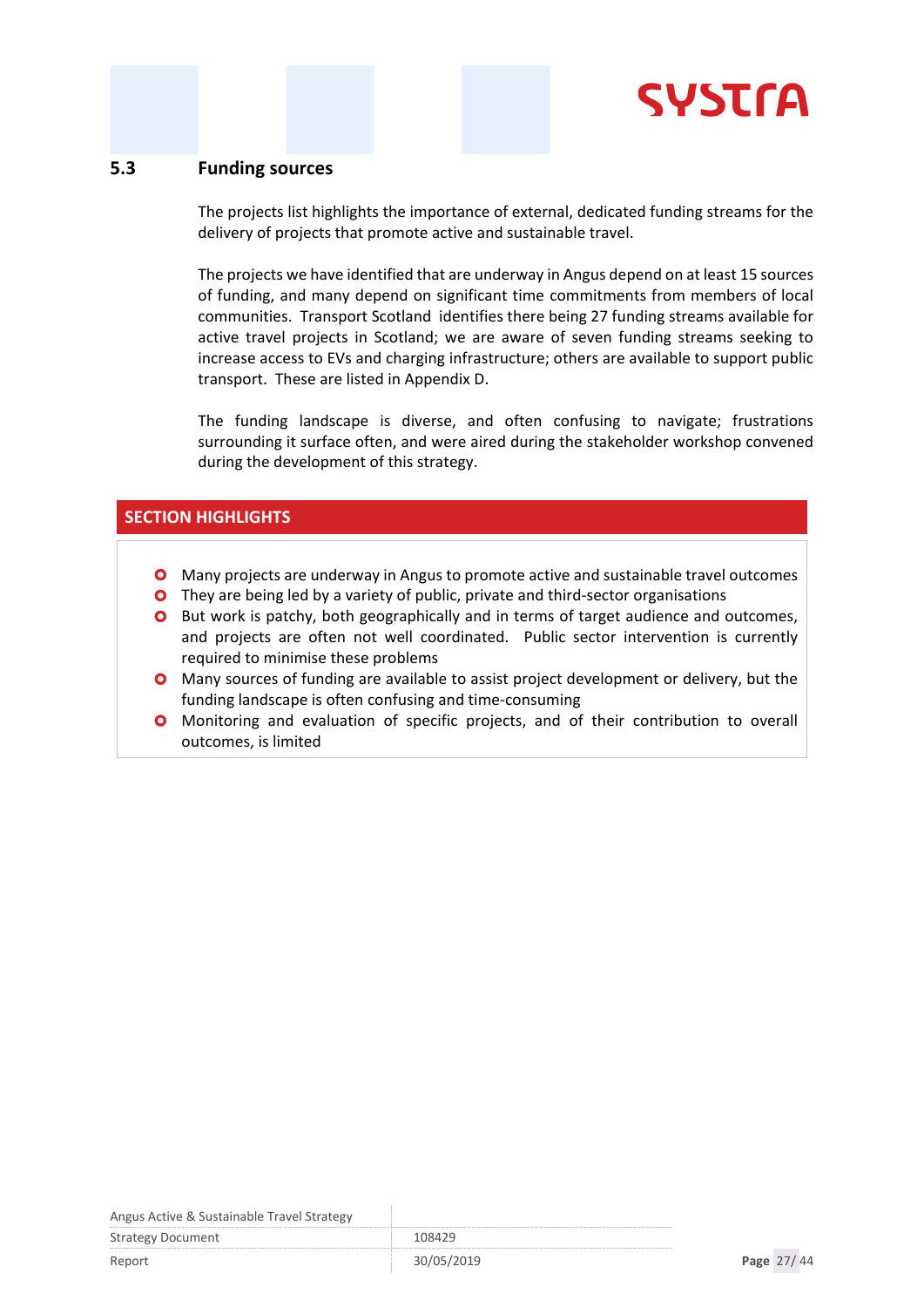## 5.3 Funding sources

The projects list highlights the importance of external, dedicated funding streams for the delivery of projects that promote active and sustainable travel.

The projects we have identified that are underway in Angus depend on at least 15 sources of funding, and many depend on significant time commitments from members of local communities. Transport Scotland identifies there being 27 funding streams available for active travel projects in Scotland; we are aware of seven funding streams seeking to increase access to EVs and charging infrastructure; others are available to support public transport. These are listed in Appendix D.

The funding landscape is diverse, and often confusing to navigate; frustrations surrounding it surface often, and were aired during the stakeholder workshop convened during the development of this strategy.

**SECTION HIGHLIGHTS**

- Many projects are underway in Angus to promote active and sustainable travel outcomes
- They are being led by a variety of public, private and third-sector organisations
- But work is patchy, both geographically and in terms of target audience and outcomes, and projects are often not well coordinated. Public sector intervention is currently required to minimise these problems
- Many sources of funding are available to assist project development or delivery, but the funding landscape is often confusing and time-consuming
- Monitoring and evaluation of specific projects, and of their contribution to overall outcomes, is limited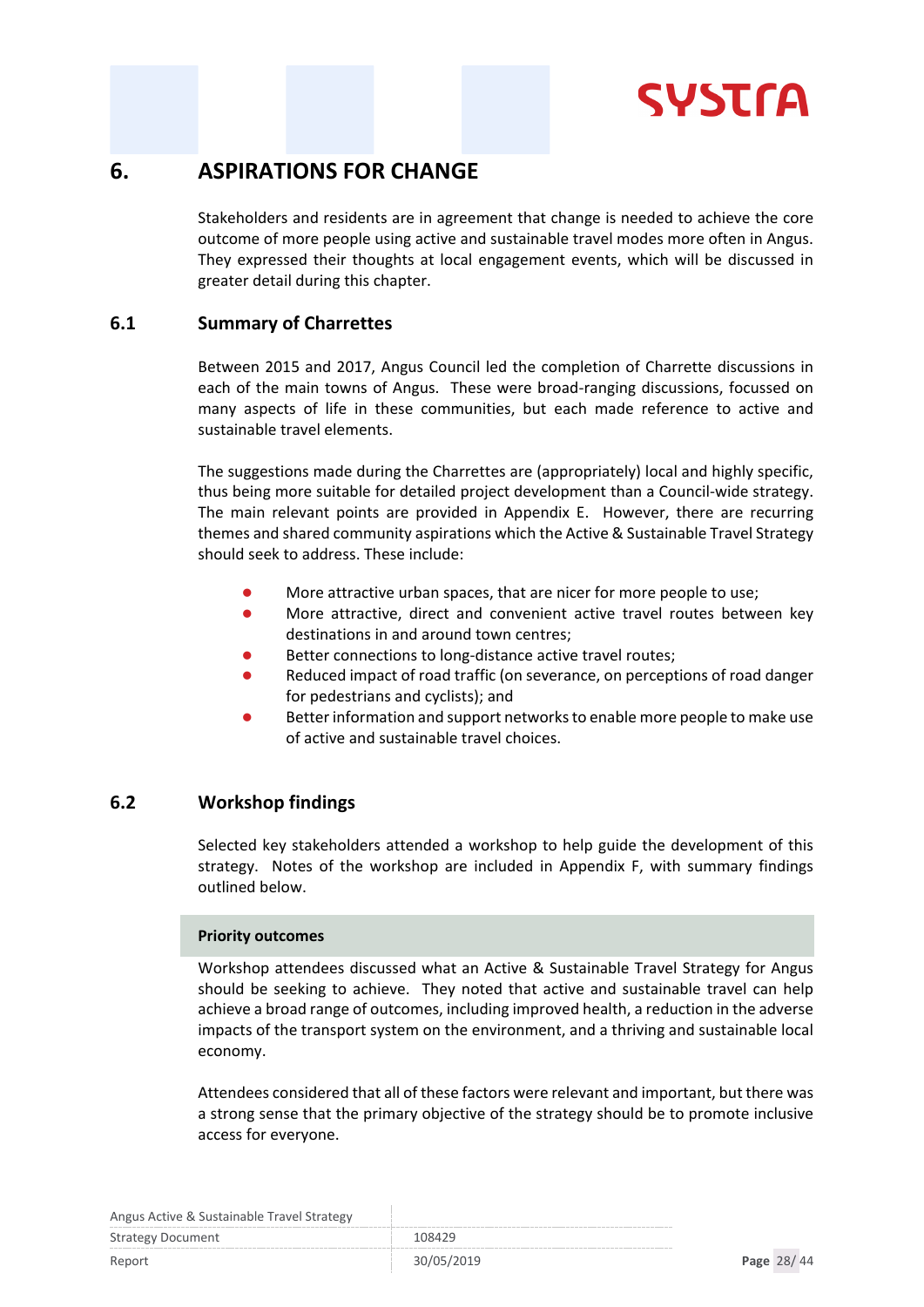# 6. ASPIRATIONS FOR CHANGE

Stakeholders and residents are in agreement that change is needed to achieve the core outcome of more people using active and sustainable travel modes more often in Angus. They expressed their thoughts at local engagement events, which will be discussed in greater detail during this chapter.

## 6.1 Summary of Charrettes

Between 2015 and 2017, Angus Council led the completion of Charrette discussions in each of the main towns of Angus. These were broad-ranging discussions, focussed on many aspects of life in these communities, but each made reference to active and sustainable travel elements.

The suggestions made during the Charrettes are (appropriately) local and highly specific, thus being more suitable for detailed project development than a Council-wide strategy. The main relevant points are provided in Appendix E. However, there are recurring themes and shared community aspirations which the Active & Sustainable Travel Strategy should seek to address. These include:

- More attractive urban spaces, that are nicer for more people to use;
- More attractive, direct and convenient active travel routes between key destinations in and around town centres;
- Better connections to long-distance active travel routes;
- Reduced impact of road traffic (on severance, on perceptions of road danger for pedestrians and cyclists); and
- Better information and support networks to enable more people to make use of active and sustainable travel choices.

## 6.2 Workshop findings

Selected key stakeholders attended a workshop to help guide the development of this strategy. Notes of the workshop are included in Appendix F, with summary findings outlined below.

**Priority outcomes**

Workshop attendees discussed what an Active & Sustainable Travel Strategy for Angus should be seeking to achieve. They noted that active and sustainable travel can help achieve a broad range of outcomes, including improved health, a reduction in the adverse impacts of the transport system on the environment, and a thriving and sustainable local economy.

Attendees considered that all of these factors were relevant and important, but there was a strong sense that the primary objective of the strategy should be to promote inclusive access for everyone.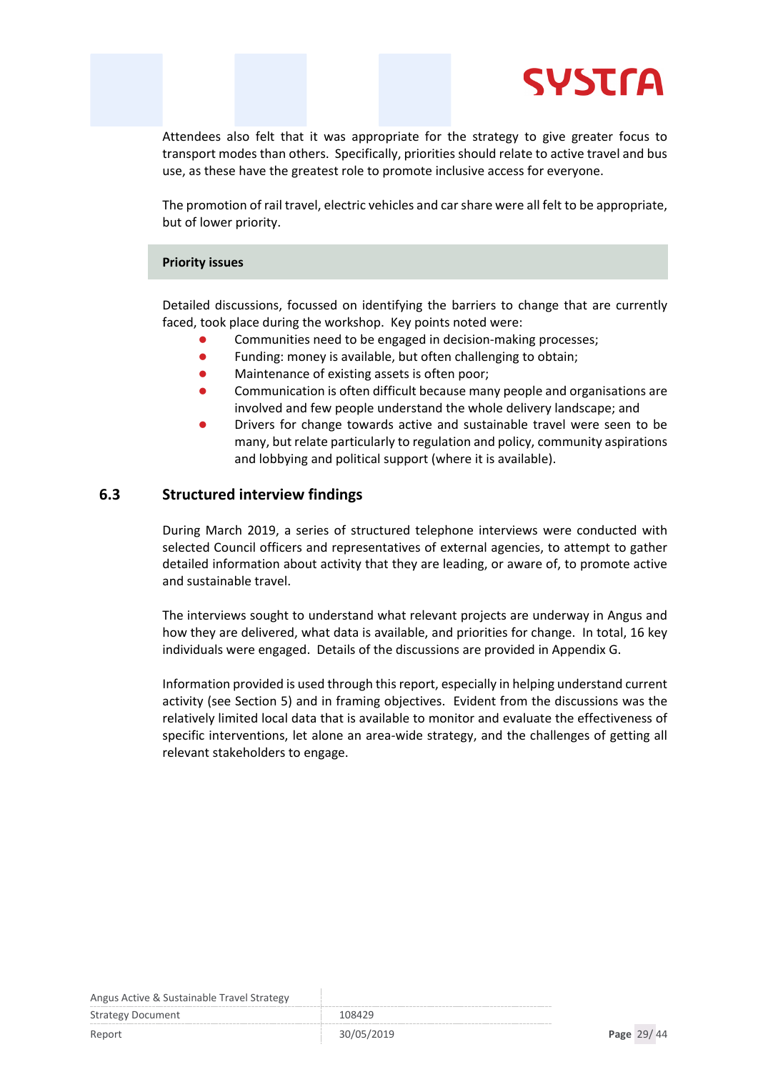Attendees also felt that it was appropriate for the strategy to give greater focus to transport modes than others. Specifically, priorities should relate to active travel and bus use, as these have the greatest role to promote inclusive access for everyone.

The promotion of rail travel, electric vehicles and car share were all felt to be appropriate, but of lower priority.

**Priority issues**

Detailed discussions, focussed on identifying the barriers to change that are currently faced, took place during the workshop. Key points noted were:

- Communities need to be engaged in decision-making processes;
- Funding: money is available, but often challenging to obtain;
- Maintenance of existing assets is often poor;
- Communication is often difficult because many people and organisations are involved and few people understand the whole delivery landscape; and
- Drivers for change towards active and sustainable travel were seen to be many, but relate particularly to regulation and policy, community aspirations and lobbying and political support (where it is available).

## 6.3 Structured interview findings

During March 2019, a series of structured telephone interviews were conducted with selected Council officers and representatives of external agencies, to attempt to gather detailed information about activity that they are leading, or aware of, to promote active and sustainable travel.

The interviews sought to understand what relevant projects are underway in Angus and how they are delivered, what data is available, and priorities for change. In total, 16 key individuals were engaged. Details of the discussions are provided in Appendix G.

Information provided is used through this report, especially in helping understand current activity (see Section 5) and in framing objectives. Evident from the discussions was the relatively limited local data that is available to monitor and evaluate the effectiveness of specific interventions, let alone an area-wide strategy, and the challenges of getting all relevant stakeholders to engage.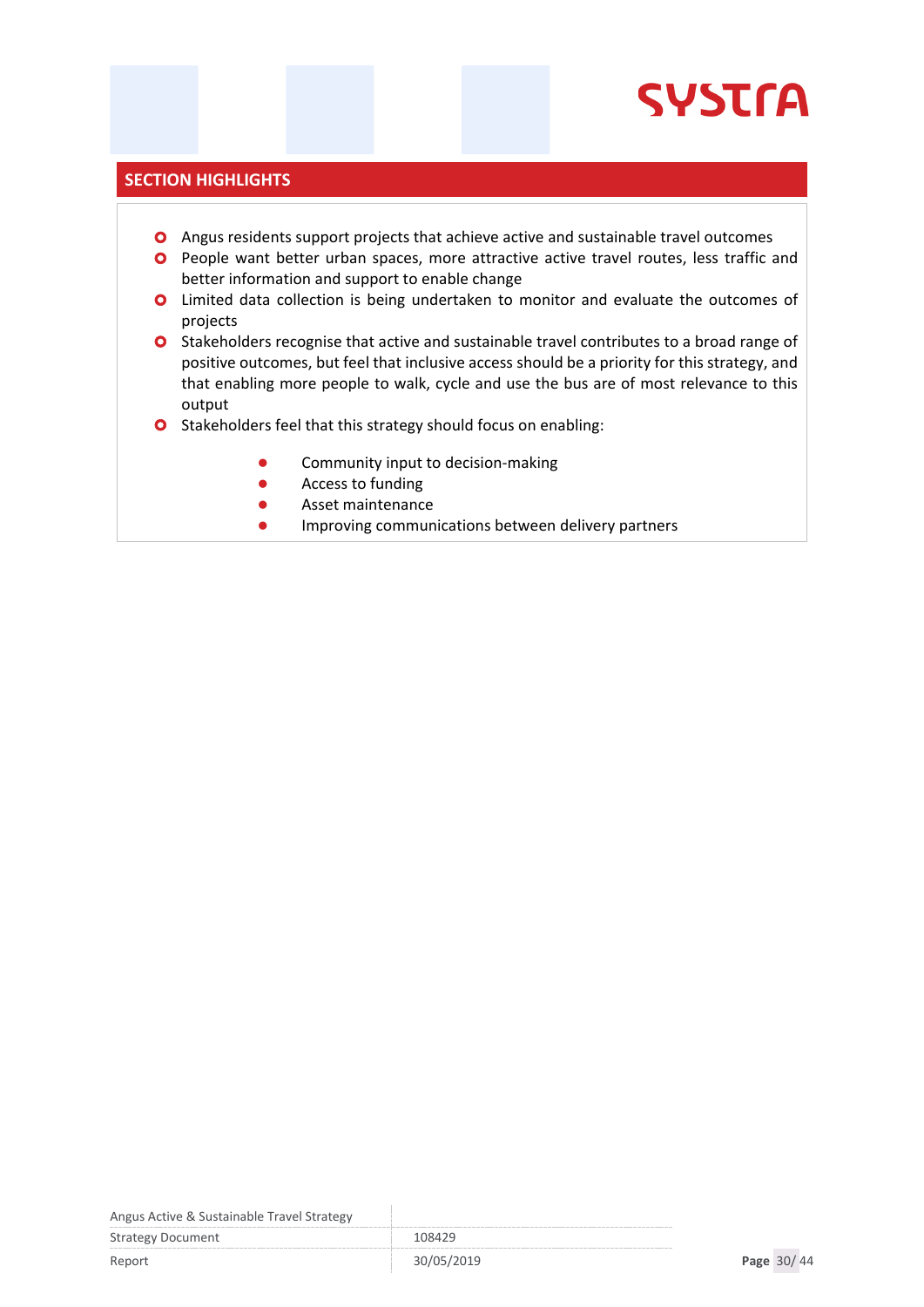## SECTION HIGHLIGHTS

- Angus residents support projects that achieve active and sustainable travel outcomes
- People want better urban spaces, more attractive active travel routes, less traffic and better information and support to enable change
- Limited data collection is being undertaken to monitor and evaluate the outcomes of projects
- Stakeholders recognise that active and sustainable travel contributes to a broad range of positive outcomes, but feel that inclusive access should be a priority for this strategy, and that enabling more people to walk, cycle and use the bus are of most relevance to this output
- Stakeholders feel that this strategy should focus on enabling:
  - Community input to decision-making
  - Access to funding
  - Asset maintenance
  - Improving communications between delivery partners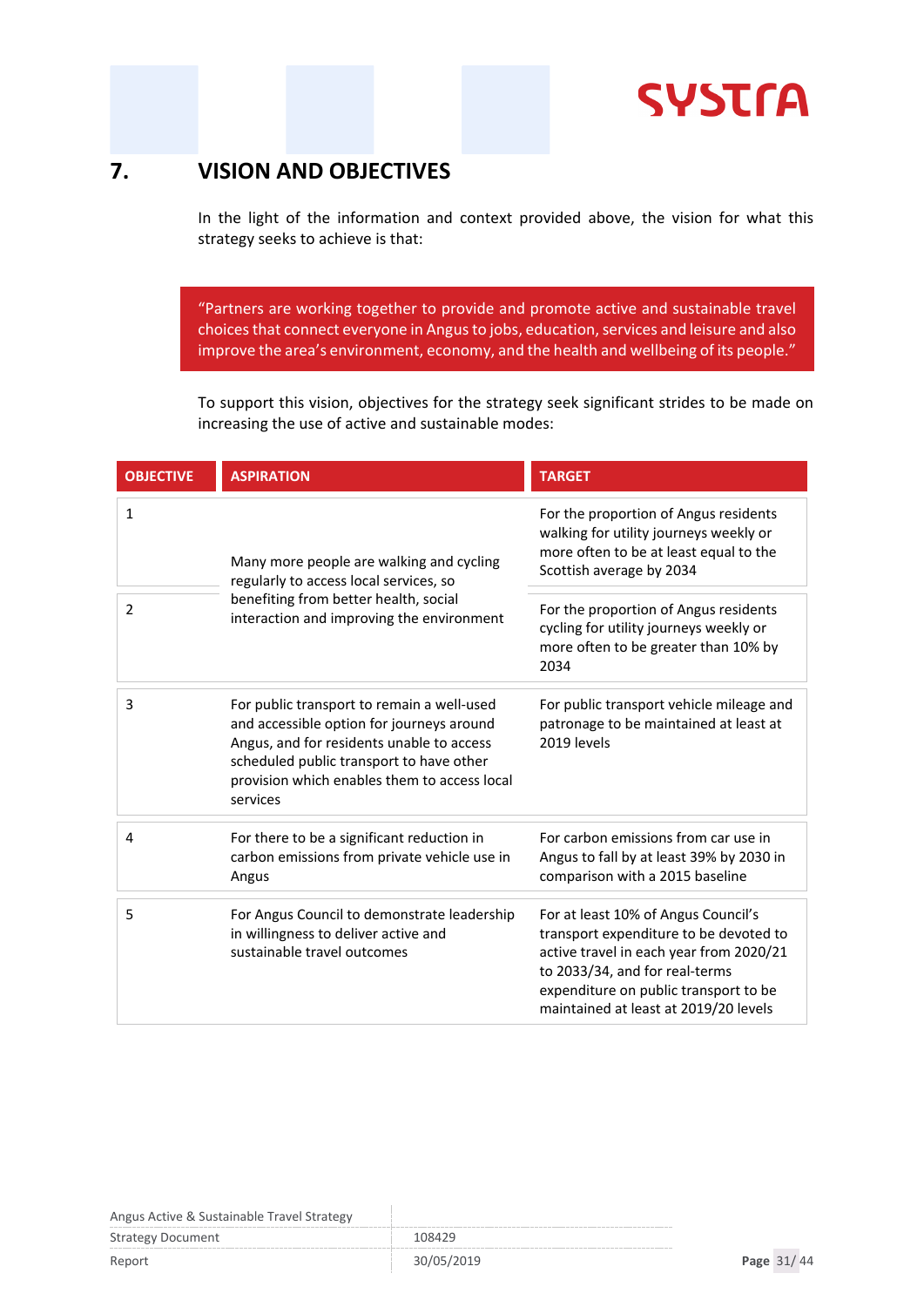# 7. VISION AND OBJECTIVES

In the light of the information and context provided above, the vision for what this strategy seeks to achieve is that:

> "Partners are working together to provide and promote active and sustainable travel choices that connect everyone in Angus to jobs, education, services and leisure and also improve the area's environment, economy, and the health and wellbeing of its people."

To support this vision, objectives for the strategy seek significant strides to be made on increasing the use of active and sustainable modes:

| OBJECTIVE | ASPIRATION | TARGET |
|---|---|---|
| 1 | Many more people are walking and cycling regularly to access local services, so benefiting from better health, social interaction and improving the environment | For the proportion of Angus residents walking for utility journeys weekly or more often to be at least equal to the Scottish average by 2034 |
| 2 | | For the proportion of Angus residents cycling for utility journeys weekly or more often to be greater than 10% by 2034 |
| 3 | For public transport to remain a well-used and accessible option for journeys around Angus, and for residents unable to access scheduled public transport to have other provision which enables them to access local services | For public transport vehicle mileage and patronage to be maintained at least at 2019 levels |
| 4 | For there to be a significant reduction in carbon emissions from private vehicle use in Angus | For carbon emissions from car use in Angus to fall by at least 39% by 2030 in comparison with a 2015 baseline |
| 5 | For Angus Council to demonstrate leadership in willingness to deliver active and sustainable travel outcomes | For at least 10% of Angus Council's transport expenditure to be devoted to active travel in each year from 2020/21 to 2033/34, and for real-terms expenditure on public transport to be maintained at least at 2019/20 levels |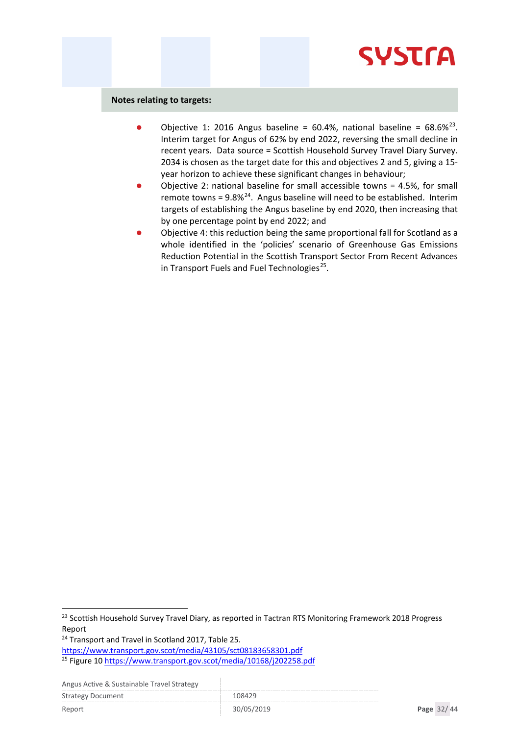**Notes relating to targets:**

- Objective 1: 2016 Angus baseline = 60.4%, national baseline = 68.6%[23]. Interim target for Angus of 62% by end 2022, reversing the small decline in recent years. Data source = Scottish Household Survey Travel Diary Survey. 2034 is chosen as the target date for this and objectives 2 and 5, giving a 15-year horizon to achieve these significant changes in behaviour;
- Objective 2: national baseline for small accessible towns = 4.5%, for small remote towns = 9.8%[24]. Angus baseline will need to be established. Interim targets of establishing the Angus baseline by end 2020, then increasing that by one percentage point by end 2022; and
- Objective 4: this reduction being the same proportional fall for Scotland as a whole identified in the 'policies' scenario of Greenhouse Gas Emissions Reduction Potential in the Scottish Transport Sector From Recent Advances in Transport Fuels and Fuel Technologies[25].

---

[23] Scottish Household Survey Travel Diary, as reported in Tactran RTS Monitoring Framework 2018 Progress Report

[24] Transport and Travel in Scotland 2017, Table 25. https://www.transport.gov.scot/media/43105/sct08183658301.pdf

[25] Figure 10 https://www.transport.gov.scot/media/10168/j202258.pdf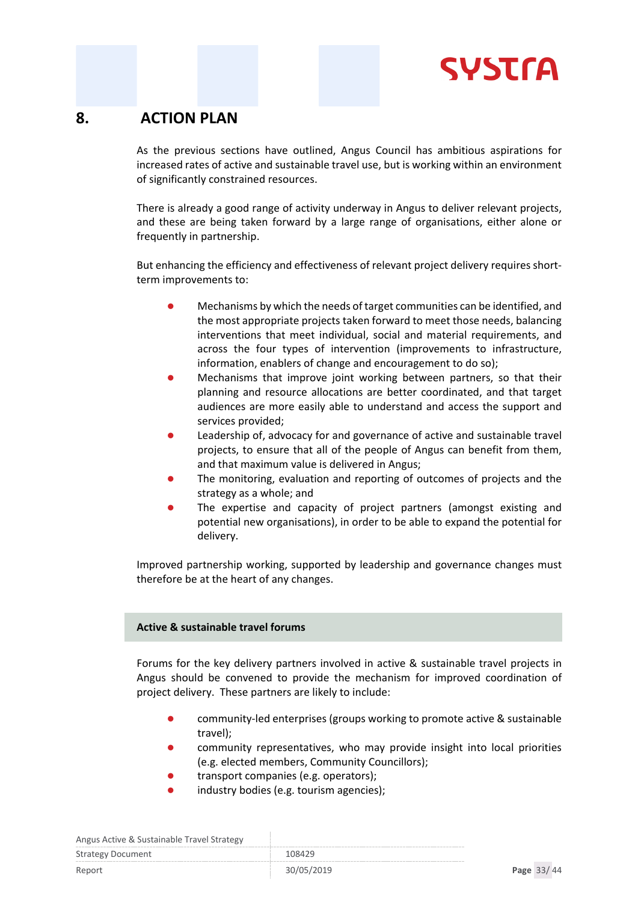# 8. ACTION PLAN

As the previous sections have outlined, Angus Council has ambitious aspirations for increased rates of active and sustainable travel use, but is working within an environment of significantly constrained resources.

There is already a good range of activity underway in Angus to deliver relevant projects, and these are being taken forward by a large range of organisations, either alone or frequently in partnership.

But enhancing the efficiency and effectiveness of relevant project delivery requires short-term improvements to:

- Mechanisms by which the needs of target communities can be identified, and the most appropriate projects taken forward to meet those needs, balancing interventions that meet individual, social and material requirements, and across the four types of intervention (improvements to infrastructure, information, enablers of change and encouragement to do so);
- Mechanisms that improve joint working between partners, so that their planning and resource allocations are better coordinated, and that target audiences are more easily able to understand and access the support and services provided;
- Leadership of, advocacy for and governance of active and sustainable travel projects, to ensure that all of the people of Angus can benefit from them, and that maximum value is delivered in Angus;
- The monitoring, evaluation and reporting of outcomes of projects and the strategy as a whole; and
- The expertise and capacity of project partners (amongst existing and potential new organisations), in order to be able to expand the potential for delivery.

Improved partnership working, supported by leadership and governance changes must therefore be at the heart of any changes.

**Active & sustainable travel forums**

Forums for the key delivery partners involved in active & sustainable travel projects in Angus should be convened to provide the mechanism for improved coordination of project delivery. These partners are likely to include:

- community-led enterprises (groups working to promote active & sustainable travel);
- community representatives, who may provide insight into local priorities (e.g. elected members, Community Councillors);
- transport companies (e.g. operators);
- industry bodies (e.g. tourism agencies);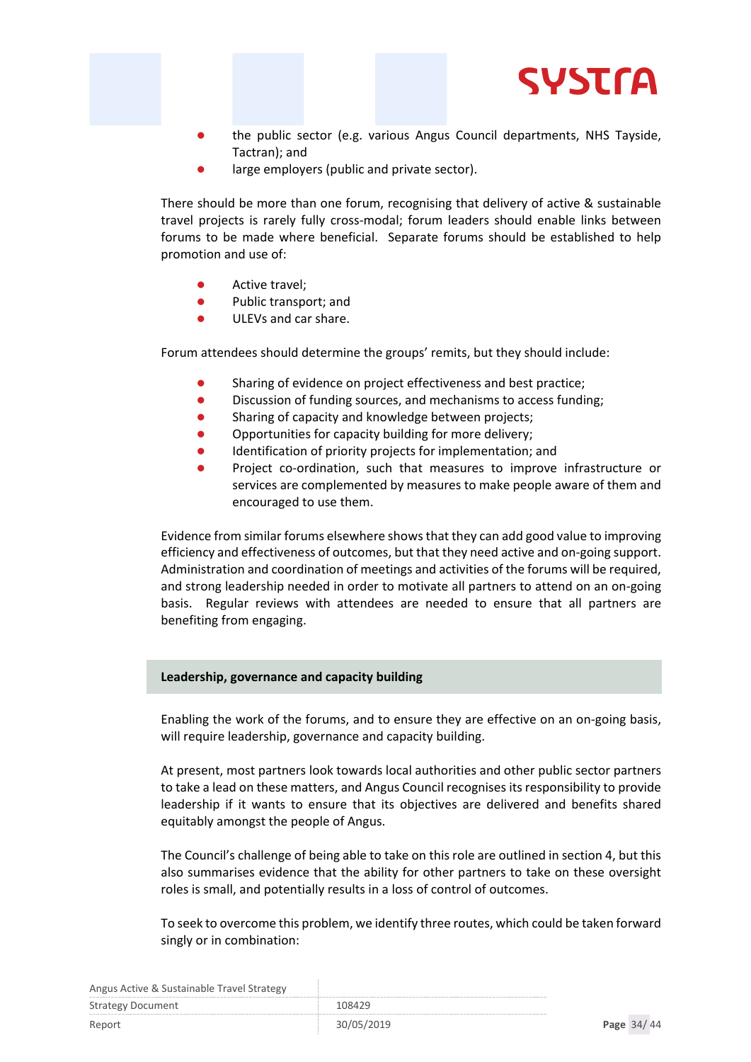- the public sector (e.g. various Angus Council departments, NHS Tayside, Tactran); and
- large employers (public and private sector).

There should be more than one forum, recognising that delivery of active & sustainable travel projects is rarely fully cross-modal; forum leaders should enable links between forums to be made where beneficial. Separate forums should be established to help promotion and use of:

- Active travel;
- Public transport; and
- ULEVs and car share.

Forum attendees should determine the groups' remits, but they should include:

- Sharing of evidence on project effectiveness and best practice;
- Discussion of funding sources, and mechanisms to access funding;
- Sharing of capacity and knowledge between projects;
- Opportunities for capacity building for more delivery;
- Identification of priority projects for implementation; and
- Project co-ordination, such that measures to improve infrastructure or services are complemented by measures to make people aware of them and encouraged to use them.

Evidence from similar forums elsewhere shows that they can add good value to improving efficiency and effectiveness of outcomes, but that they need active and on-going support. Administration and coordination of meetings and activities of the forums will be required, and strong leadership needed in order to motivate all partners to attend on an on-going basis. Regular reviews with attendees are needed to ensure that all partners are benefiting from engaging.

**Leadership, governance and capacity building**

Enabling the work of the forums, and to ensure they are effective on an on-going basis, will require leadership, governance and capacity building.

At present, most partners look towards local authorities and other public sector partners to take a lead on these matters, and Angus Council recognises its responsibility to provide leadership if it wants to ensure that its objectives are delivered and benefits shared equitably amongst the people of Angus.

The Council's challenge of being able to take on this role are outlined in section 4, but this also summarises evidence that the ability for other partners to take on these oversight roles is small, and potentially results in a loss of control of outcomes.

To seek to overcome this problem, we identify three routes, which could be taken forward singly or in combination: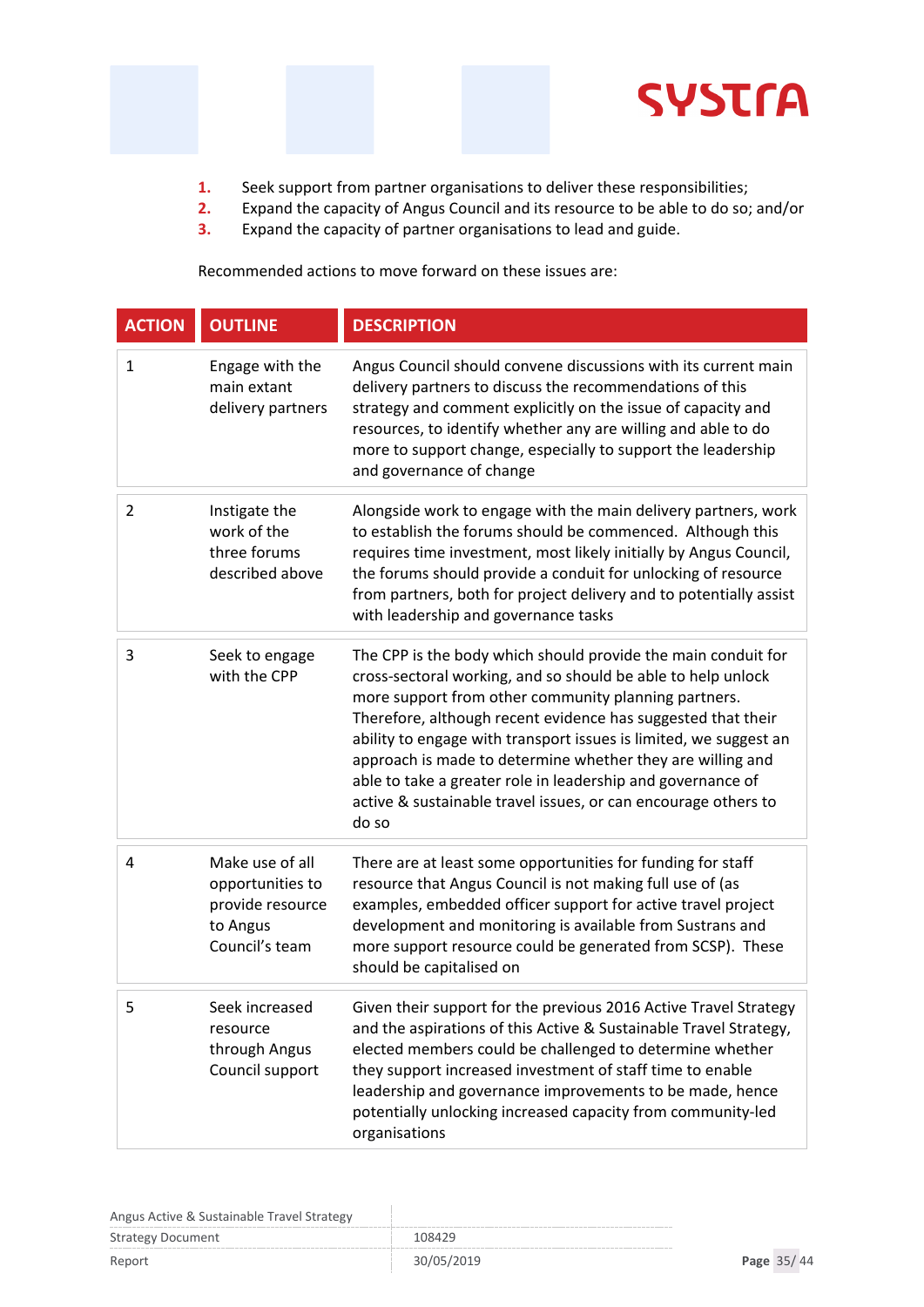1. Seek support from partner organisations to deliver these responsibilities;
2. Expand the capacity of Angus Council and its resource to be able to do so; and/or
3. Expand the capacity of partner organisations to lead and guide.

Recommended actions to move forward on these issues are:

| ACTION | OUTLINE | DESCRIPTION |
|---|---|---|
| 1 | Engage with the main extant delivery partners | Angus Council should convene discussions with its current main delivery partners to discuss the recommendations of this strategy and comment explicitly on the issue of capacity and resources, to identify whether any are willing and able to do more to support change, especially to support the leadership and governance of change |
| 2 | Instigate the work of the three forums described above | Alongside work to engage with the main delivery partners, work to establish the forums should be commenced. Although this requires time investment, most likely initially by Angus Council, the forums should provide a conduit for unlocking of resource from partners, both for project delivery and to potentially assist with leadership and governance tasks |
| 3 | Seek to engage with the CPP | The CPP is the body which should provide the main conduit for cross-sectoral working, and so should be able to help unlock more support from other community planning partners. Therefore, although recent evidence has suggested that their ability to engage with transport issues is limited, we suggest an approach is made to determine whether they are willing and able to take a greater role in leadership and governance of active & sustainable travel issues, or can encourage others to do so |
| 4 | Make use of all opportunities to provide resource to Angus Council's team | There are at least some opportunities for funding for staff resource that Angus Council is not making full use of (as examples, embedded officer support for active travel project development and monitoring is available from Sustrans and more support resource could be generated from SCSP). These should be capitalised on |
| 5 | Seek increased resource through Angus Council support | Given their support for the previous 2016 Active Travel Strategy and the aspirations of this Active & Sustainable Travel Strategy, elected members could be challenged to determine whether they support increased investment of staff time to enable leadership and governance improvements to be made, hence potentially unlocking increased capacity from community-led organisations |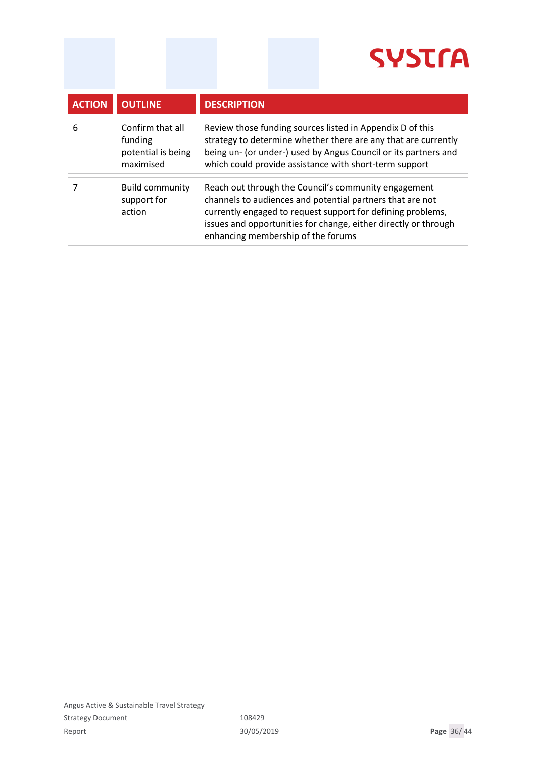| ACTION | OUTLINE | DESCRIPTION |
|---|---|---|
| 6 | Confirm that all funding potential is being maximised | Review those funding sources listed in Appendix D of this strategy to determine whether there are any that are currently being un- (or under-) used by Angus Council or its partners and which could provide assistance with short-term support |
| 7 | Build community support for action | Reach out through the Council's community engagement channels to audiences and potential partners that are not currently engaged to request support for defining problems, issues and opportunities for change, either directly or through enhancing membership of the forums |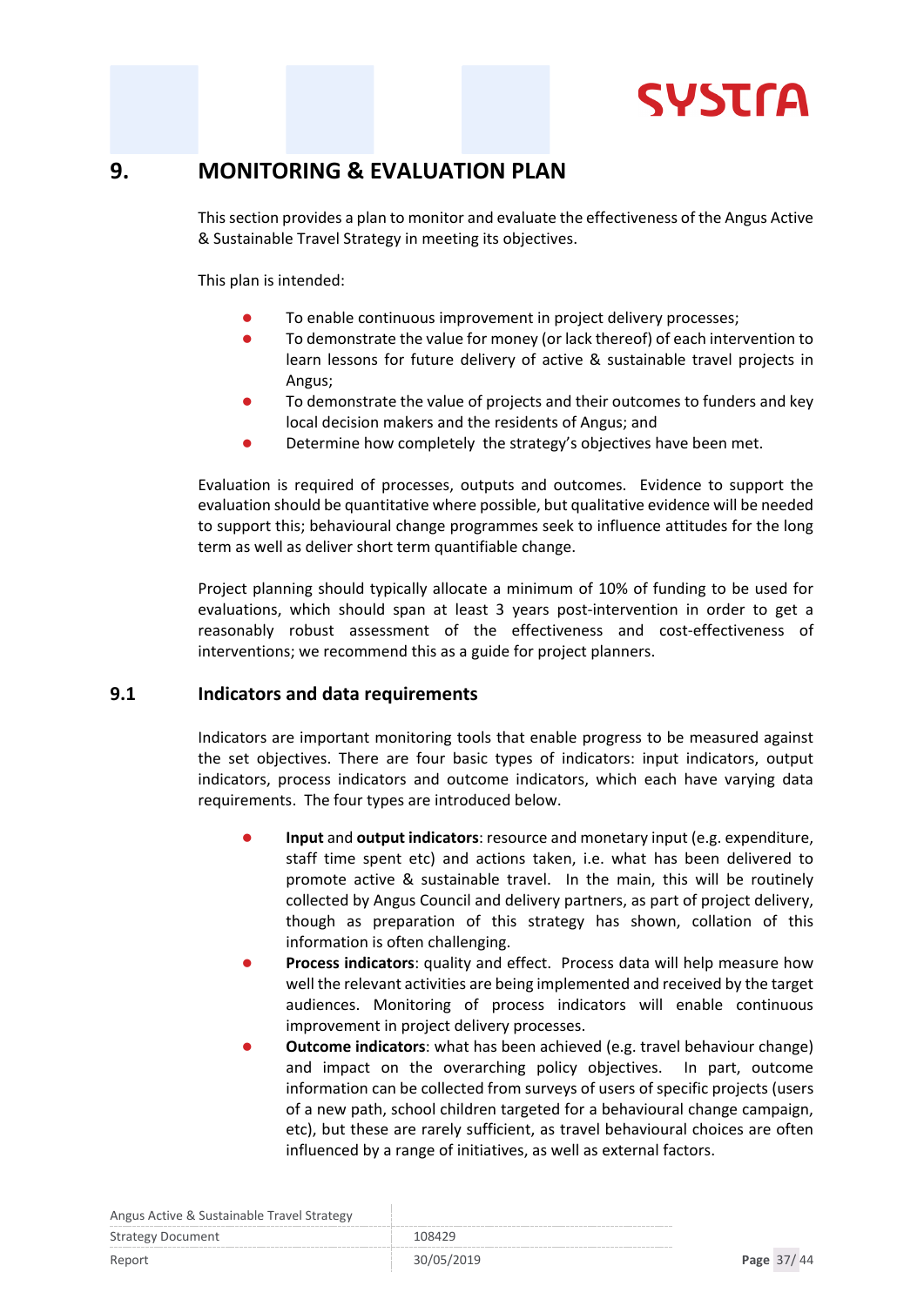# 9. MONITORING & EVALUATION PLAN

This section provides a plan to monitor and evaluate the effectiveness of the Angus Active & Sustainable Travel Strategy in meeting its objectives.

This plan is intended:

- To enable continuous improvement in project delivery processes;
- To demonstrate the value for money (or lack thereof) of each intervention to learn lessons for future delivery of active & sustainable travel projects in Angus;
- To demonstrate the value of projects and their outcomes to funders and key local decision makers and the residents of Angus; and
- Determine how completely the strategy's objectives have been met.

Evaluation is required of processes, outputs and outcomes. Evidence to support the evaluation should be quantitative where possible, but qualitative evidence will be needed to support this; behavioural change programmes seek to influence attitudes for the long term as well as deliver short term quantifiable change.

Project planning should typically allocate a minimum of 10% of funding to be used for evaluations, which should span at least 3 years post-intervention in order to get a reasonably robust assessment of the effectiveness and cost-effectiveness of interventions; we recommend this as a guide for project planners.

## 9.1 Indicators and data requirements

Indicators are important monitoring tools that enable progress to be measured against the set objectives. There are four basic types of indicators: input indicators, output indicators, process indicators and outcome indicators, which each have varying data requirements. The four types are introduced below.

- **Input** and **output indicators**: resource and monetary input (e.g. expenditure, staff time spent etc) and actions taken, i.e. what has been delivered to promote active & sustainable travel. In the main, this will be routinely collected by Angus Council and delivery partners, as part of project delivery, though as preparation of this strategy has shown, collation of this information is often challenging.
- **Process indicators**: quality and effect. Process data will help measure how well the relevant activities are being implemented and received by the target audiences. Monitoring of process indicators will enable continuous improvement in project delivery processes.
- **Outcome indicators**: what has been achieved (e.g. travel behaviour change) and impact on the overarching policy objectives. In part, outcome information can be collected from surveys of users of specific projects (users of a new path, school children targeted for a behavioural change campaign, etc), but these are rarely sufficient, as travel behavioural choices are often influenced by a range of initiatives, as well as external factors.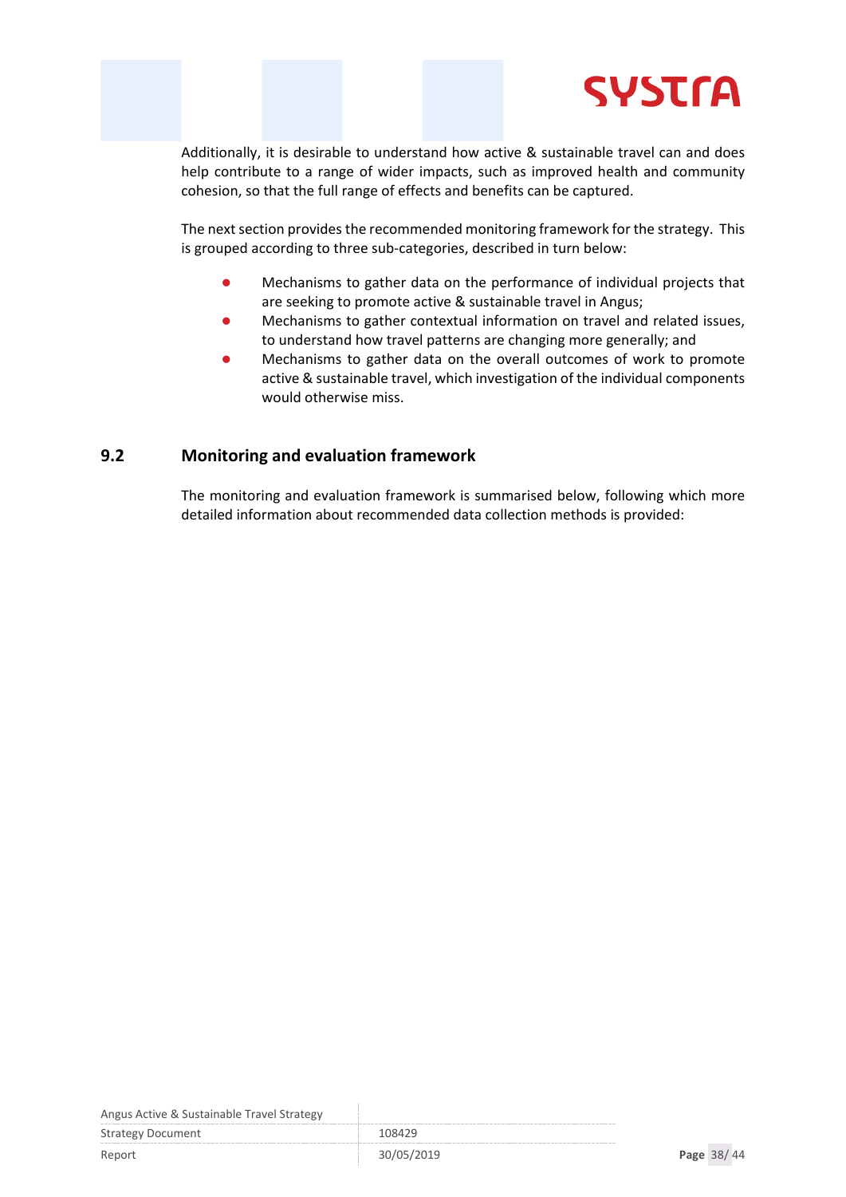Additionally, it is desirable to understand how active & sustainable travel can and does help contribute to a range of wider impacts, such as improved health and community cohesion, so that the full range of effects and benefits can be captured.

The next section provides the recommended monitoring framework for the strategy. This is grouped according to three sub-categories, described in turn below:

- Mechanisms to gather data on the performance of individual projects that are seeking to promote active & sustainable travel in Angus;
- Mechanisms to gather contextual information on travel and related issues, to understand how travel patterns are changing more generally; and
- Mechanisms to gather data on the overall outcomes of work to promote active & sustainable travel, which investigation of the individual components would otherwise miss.

## 9.2 Monitoring and evaluation framework

The monitoring and evaluation framework is summarised below, following which more detailed information about recommended data collection methods is provided: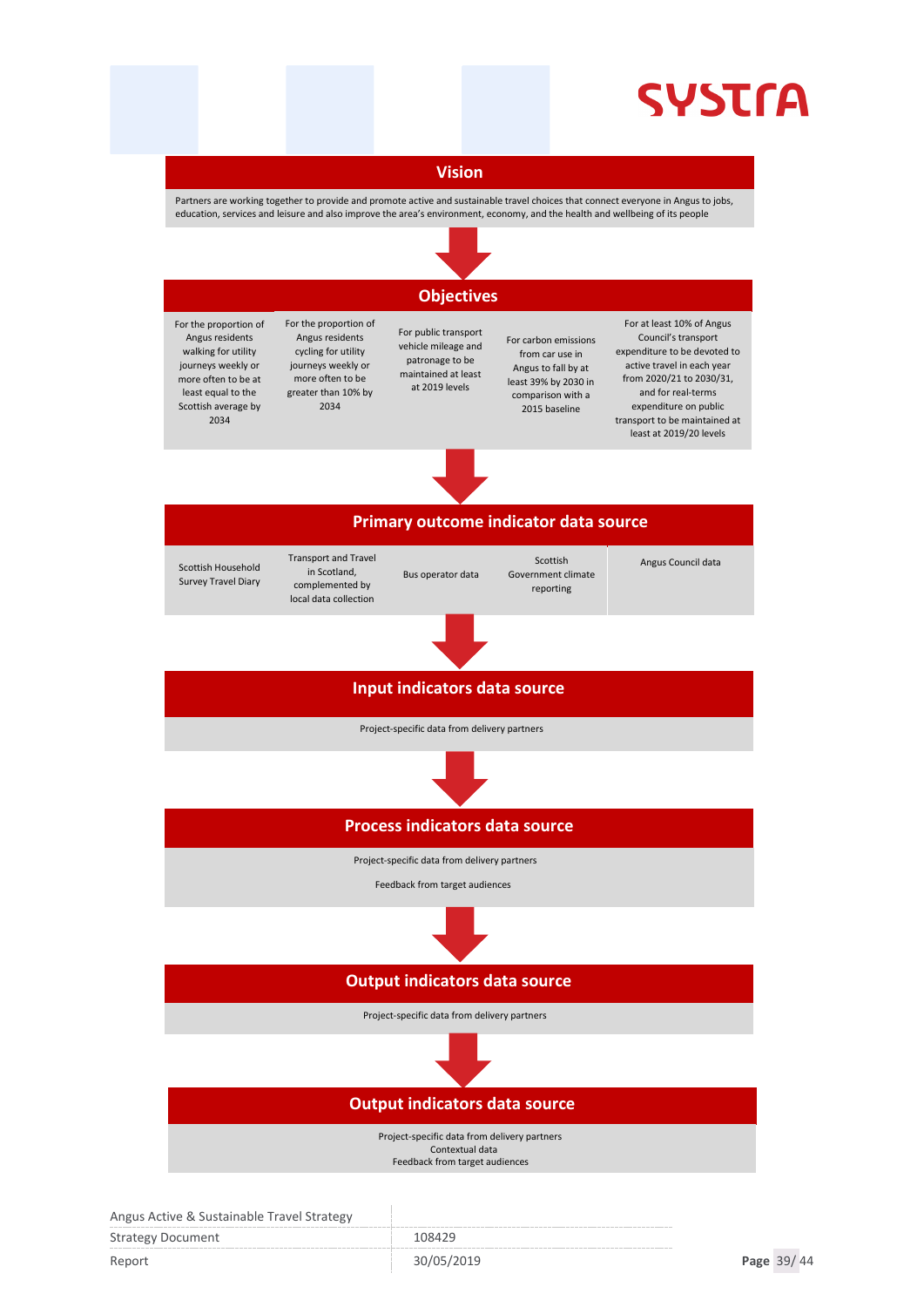## Vision

Partners are working together to provide and promote active and sustainable travel choices that connect everyone in Angus to jobs, education, services and leisure and also improve the area's environment, economy, and the health and wellbeing of its people

## Objectives

| | | | | |
|---|---|---|---|---|
| For the proportion of Angus residents walking for utility journeys weekly or more often to be at least equal to the Scottish average by 2034 | For the proportion of Angus residents cycling for utility journeys weekly or more often to be greater than 10% by 2034 | For public transport vehicle mileage and patronage to be maintained at least at 2019 levels | For carbon emissions from car use in Angus to fall by at least 39% by 2030 in comparison with a 2015 baseline | For at least 10% of Angus Council's transport expenditure to be devoted to active travel in each year from 2020/21 to 2030/31, and for real-terms expenditure on public transport to be maintained at least at 2019/20 levels |

## Primary outcome indicator data source

| | | | | |
|---|---|---|---|---|
| Scottish Household Survey Travel Diary | Transport and Travel in Scotland, complemented by local data collection | Bus operator data | Scottish Government climate reporting | Angus Council data |

## Input indicators data source

Project-specific data from delivery partners

## Process indicators data source

Project-specific data from delivery partners

Feedback from target audiences

## Output indicators data source

Project-specific data from delivery partners

## Output indicators data source

Project-specific data from delivery partners
Contextual data
Feedback from target audiences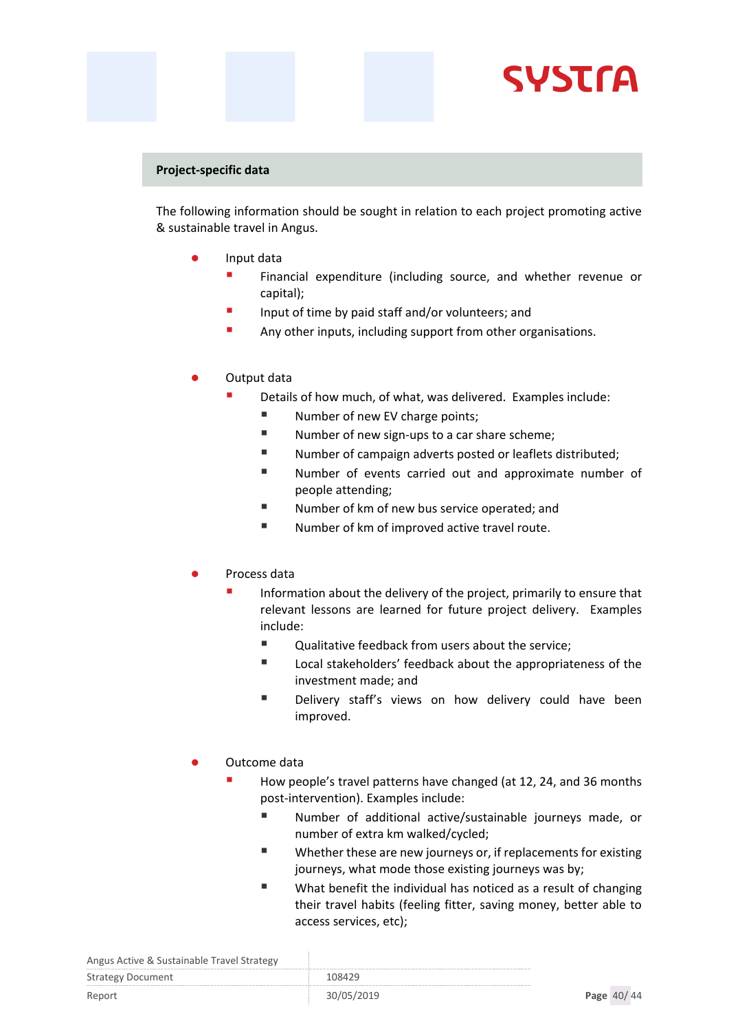## Project-specific data

The following information should be sought in relation to each project promoting active & sustainable travel in Angus.

- Input data
  - Financial expenditure (including source, and whether revenue or capital);
  - Input of time by paid staff and/or volunteers; and
  - Any other inputs, including support from other organisations.

- Output data
  - Details of how much, of what, was delivered. Examples include:
    - Number of new EV charge points;
    - Number of new sign-ups to a car share scheme;
    - Number of campaign adverts posted or leaflets distributed;
    - Number of events carried out and approximate number of people attending;
    - Number of km of new bus service operated; and
    - Number of km of improved active travel route.

- Process data
  - Information about the delivery of the project, primarily to ensure that relevant lessons are learned for future project delivery. Examples include:
    - Qualitative feedback from users about the service;
    - Local stakeholders' feedback about the appropriateness of the investment made; and
    - Delivery staff's views on how delivery could have been improved.

- Outcome data
  - How people's travel patterns have changed (at 12, 24, and 36 months post-intervention). Examples include:
    - Number of additional active/sustainable journeys made, or number of extra km walked/cycled;
    - Whether these are new journeys or, if replacements for existing journeys, what mode those existing journeys was by;
    - What benefit the individual has noticed as a result of changing their travel habits (feeling fitter, saving money, better able to access services, etc);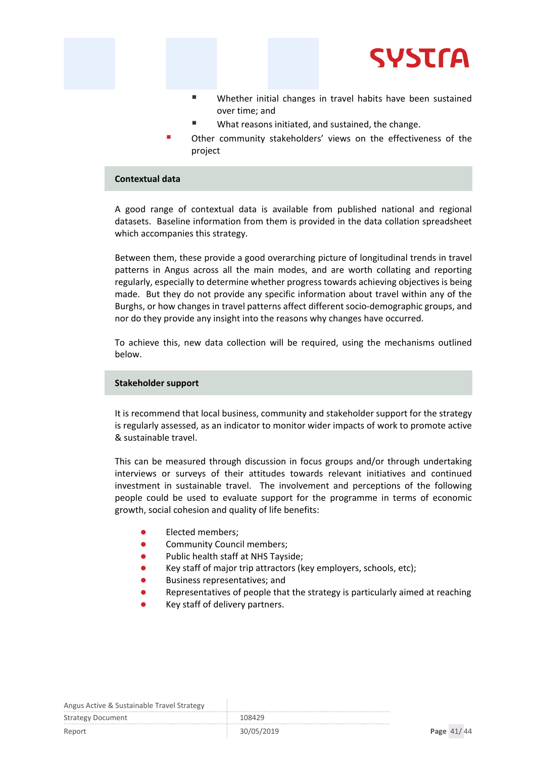- Whether initial changes in travel habits have been sustained over time; and
    - What reasons initiated, and sustained, the change.
- Other community stakeholders' views on the effectiveness of the project

## Contextual data

A good range of contextual data is available from published national and regional datasets. Baseline information from them is provided in the data collation spreadsheet which accompanies this strategy.

Between them, these provide a good overarching picture of longitudinal trends in travel patterns in Angus across all the main modes, and are worth collating and reporting regularly, especially to determine whether progress towards achieving objectives is being made. But they do not provide any specific information about travel within any of the Burghs, or how changes in travel patterns affect different socio-demographic groups, and nor do they provide any insight into the reasons why changes have occurred.

To achieve this, new data collection will be required, using the mechanisms outlined below.

## Stakeholder support

It is recommend that local business, community and stakeholder support for the strategy is regularly assessed, as an indicator to monitor wider impacts of work to promote active & sustainable travel.

This can be measured through discussion in focus groups and/or through undertaking interviews or surveys of their attitudes towards relevant initiatives and continued investment in sustainable travel. The involvement and perceptions of the following people could be used to evaluate support for the programme in terms of economic growth, social cohesion and quality of life benefits:

- Elected members;
- Community Council members;
- Public health staff at NHS Tayside;
- Key staff of major trip attractors (key employers, schools, etc);
- Business representatives; and
- Representatives of people that the strategy is particularly aimed at reaching
- Key staff of delivery partners.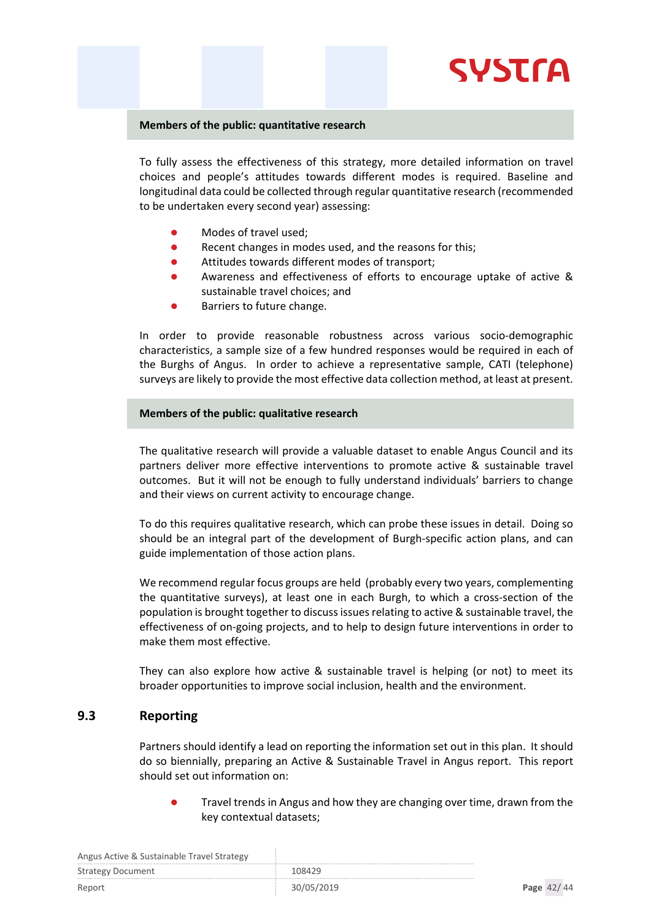**Members of the public: quantitative research**

To fully assess the effectiveness of this strategy, more detailed information on travel choices and people's attitudes towards different modes is required. Baseline and longitudinal data could be collected through regular quantitative research (recommended to be undertaken every second year) assessing:

- Modes of travel used;
- Recent changes in modes used, and the reasons for this;
- Attitudes towards different modes of transport;
- Awareness and effectiveness of efforts to encourage uptake of active & sustainable travel choices; and
- Barriers to future change.

In order to provide reasonable robustness across various socio-demographic characteristics, a sample size of a few hundred responses would be required in each of the Burghs of Angus. In order to achieve a representative sample, CATI (telephone) surveys are likely to provide the most effective data collection method, at least at present.

**Members of the public: qualitative research**

The qualitative research will provide a valuable dataset to enable Angus Council and its partners deliver more effective interventions to promote active & sustainable travel outcomes. But it will not be enough to fully understand individuals' barriers to change and their views on current activity to encourage change.

To do this requires qualitative research, which can probe these issues in detail. Doing so should be an integral part of the development of Burgh-specific action plans, and can guide implementation of those action plans.

We recommend regular focus groups are held (probably every two years, complementing the quantitative surveys), at least one in each Burgh, to which a cross-section of the population is brought together to discuss issues relating to active & sustainable travel, the effectiveness of on-going projects, and to help to design future interventions in order to make them most effective.

They can also explore how active & sustainable travel is helping (or not) to meet its broader opportunities to improve social inclusion, health and the environment.

## 9.3 Reporting

Partners should identify a lead on reporting the information set out in this plan. It should do so biennially, preparing an Active & Sustainable Travel in Angus report. This report should set out information on:

- Travel trends in Angus and how they are changing over time, drawn from the key contextual datasets;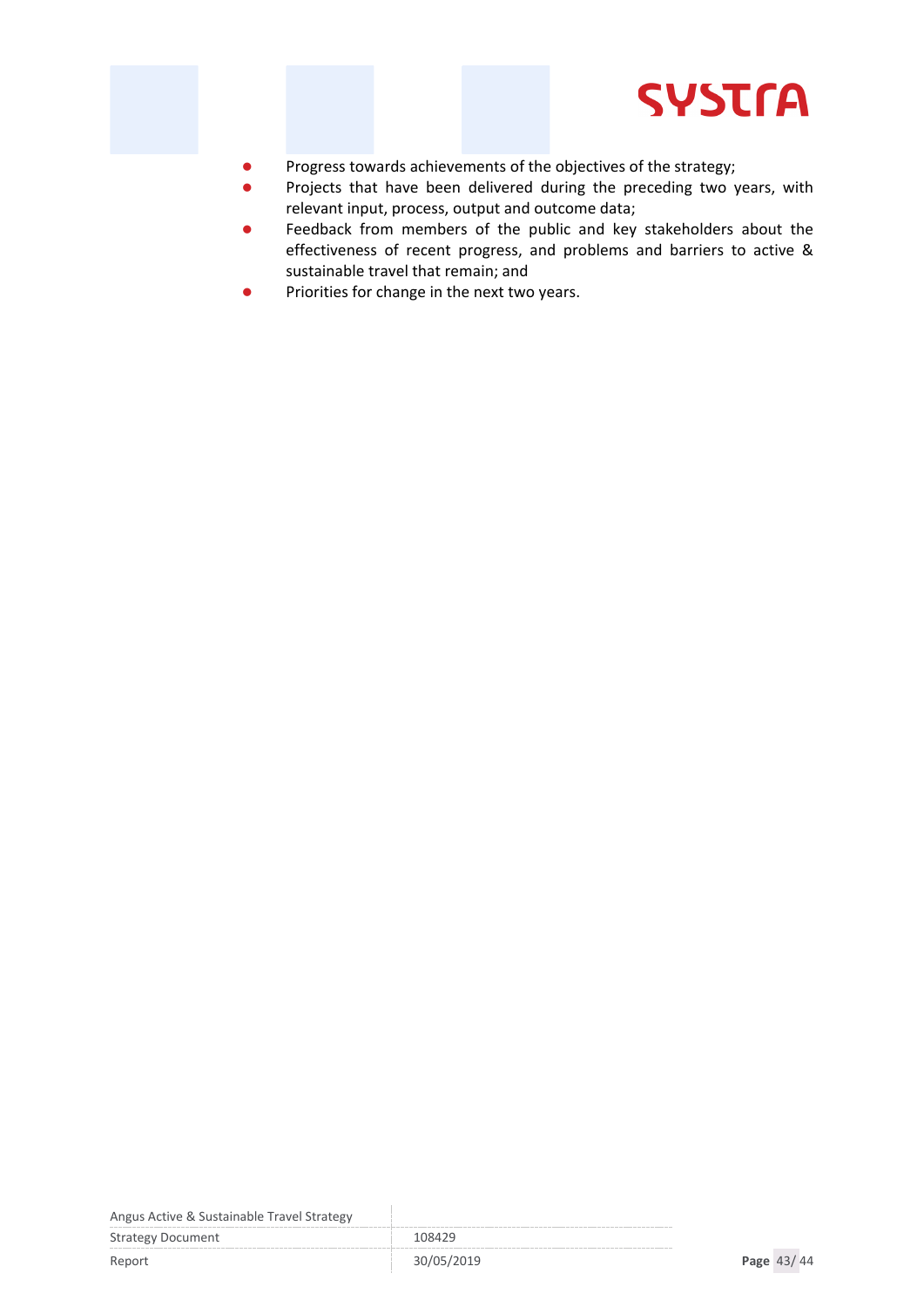- Progress towards achievements of the objectives of the strategy;
- Projects that have been delivered during the preceding two years, with relevant input, process, output and outcome data;
- Feedback from members of the public and key stakeholders about the effectiveness of recent progress, and problems and barriers to active & sustainable travel that remain; and
- Priorities for change in the next two years.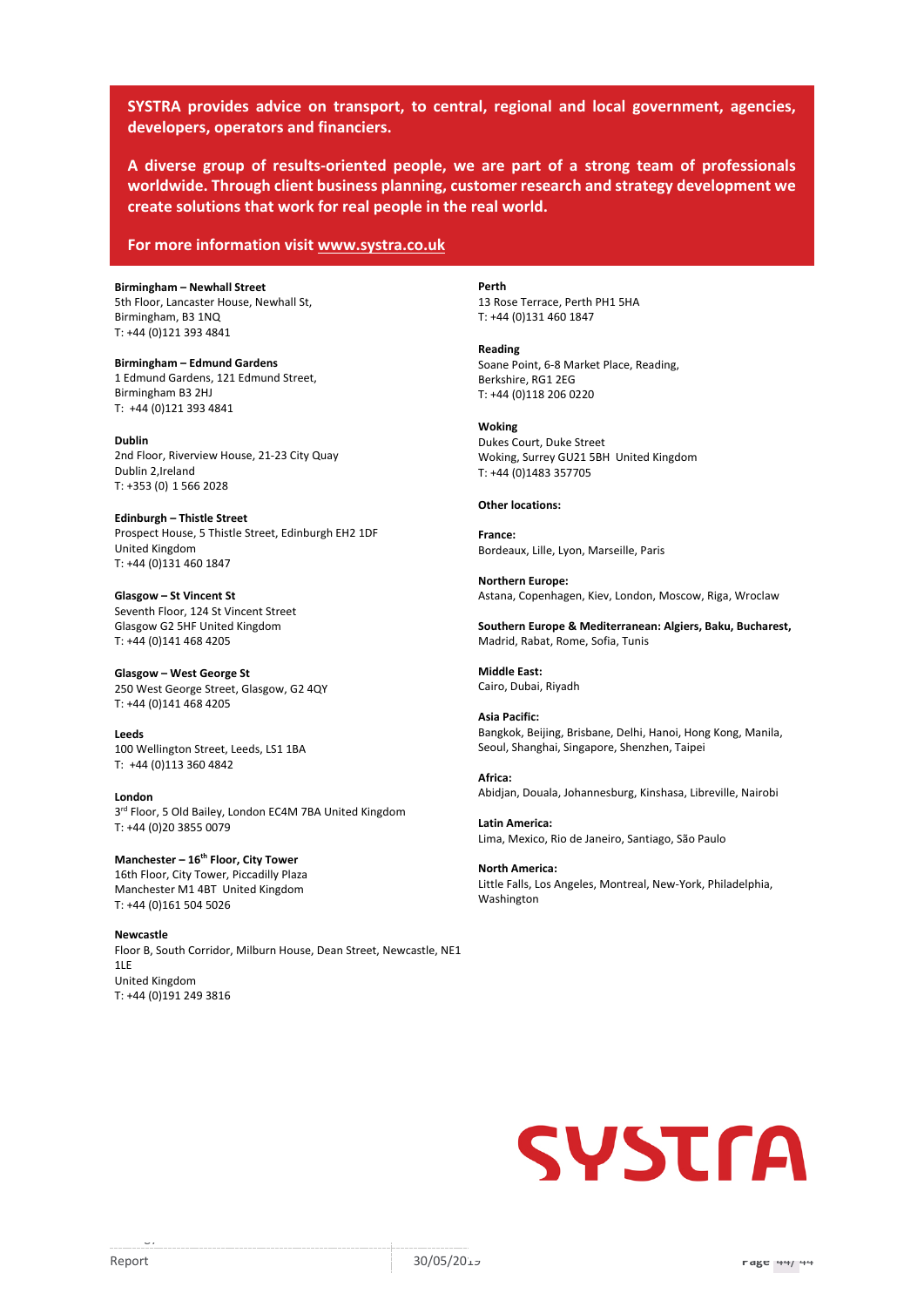**SYSTRA provides advice on transport, to central, regional and local government, agencies, developers, operators and financiers.**

**A diverse group of results-oriented people, we are part of a strong team of professionals worldwide. Through client business planning, customer research and strategy development we create solutions that work for real people in the real world.**

**For more information visit www.systra.co.uk**

**Birmingham – Newhall Street**
5th Floor, Lancaster House, Newhall St,
Birmingham, B3 1NQ
T: +44 (0)121 393 4841

**Birmingham – Edmund Gardens**
1 Edmund Gardens, 121 Edmund Street,
Birmingham B3 2HJ
T: +44 (0)121 393 4841

**Dublin**
2nd Floor, Riverview House, 21-23 City Quay
Dublin 2,Ireland
T: +353 (0) 1 566 2028

**Edinburgh – Thistle Street**
Prospect House, 5 Thistle Street, Edinburgh EH2 1DF
United Kingdom
T: +44 (0)131 460 1847

**Glasgow – St Vincent St**
Seventh Floor, 124 St Vincent Street
Glasgow G2 5HF United Kingdom
T: +44 (0)141 468 4205

**Glasgow – West George St**
250 West George Street, Glasgow, G2 4QY
T: +44 (0)141 468 4205

**Leeds**
100 Wellington Street, Leeds, LS1 1BA
T: +44 (0)113 360 4842

**London**
3rd Floor, 5 Old Bailey, London EC4M 7BA United Kingdom
T: +44 (0)20 3855 0079

**Manchester – 16th Floor, City Tower**
16th Floor, City Tower, Piccadilly Plaza
Manchester M1 4BT United Kingdom
T: +44 (0)161 504 5026

**Newcastle**
Floor B, South Corridor, Milburn House, Dean Street, Newcastle, NE1 1LE
United Kingdom
T: +44 (0)191 249 3816

**Perth**
13 Rose Terrace, Perth PH1 5HA
T: +44 (0)131 460 1847

**Reading**
Soane Point, 6-8 Market Place, Reading,
Berkshire, RG1 2EG
T: +44 (0)118 206 0220

**Woking**
Dukes Court, Duke Street
Woking, Surrey GU21 5BH United Kingdom
T: +44 (0)1483 357705

**Other locations:**

**France:**
Bordeaux, Lille, Lyon, Marseille, Paris

**Northern Europe:**
Astana, Copenhagen, Kiev, London, Moscow, Riga, Wroclaw

**Southern Europe & Mediterranean: Algiers, Baku, Bucharest,**
Madrid, Rabat, Rome, Sofia, Tunis

**Middle East:**
Cairo, Dubai, Riyadh

**Asia Pacific:**
Bangkok, Beijing, Brisbane, Delhi, Hanoi, Hong Kong, Manila, Seoul, Shanghai, Singapore, Shenzhen, Taipei

**Africa:**
Abidjan, Douala, Johannesburg, Kinshasa, Libreville, Nairobi

**Latin America:**
Lima, Mexico, Rio de Janeiro, Santiago, São Paulo

**North America:**
Little Falls, Los Angeles, Montreal, New-York, Philadelphia, Washington

SYSTRA